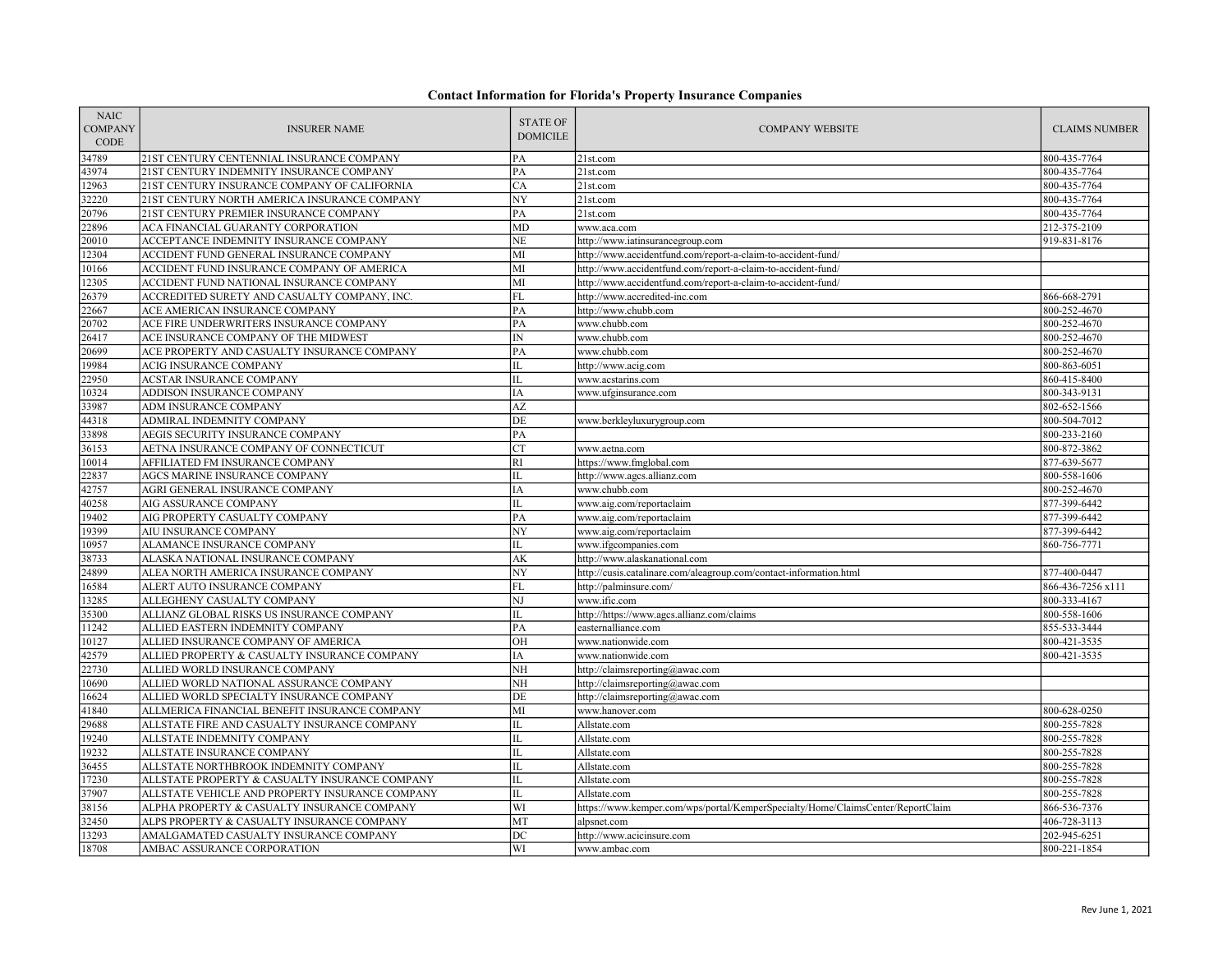# Contact Information for Florida's Property Insurance Companies

| NAIC COMPANY CODE | INSURER NAME | STATE OF DOMICILE | COMPANY WEBSITE | CLAIMS NUMBER |
|---|---|---|---|---|
| 34789 | 21ST CENTURY CENTENNIAL INSURANCE COMPANY | PA | 21st.com | 800-435-7764 |
| 43974 | 21ST CENTURY INDEMNITY INSURANCE COMPANY | PA | 21st.com | 800-435-7764 |
| 12963 | 21ST CENTURY INSURANCE COMPANY OF CALIFORNIA | CA | 21st.com | 800-435-7764 |
| 32220 | 21ST CENTURY NORTH AMERICA INSURANCE COMPANY | NY | 21st.com | 800-435-7764 |
| 20796 | 21ST CENTURY PREMIER INSURANCE COMPANY | PA | 21st.com | 800-435-7764 |
| 22896 | ACA FINANCIAL GUARANTY CORPORATION | MD | www.aca.com | 212-375-2109 |
| 20010 | ACCEPTANCE INDEMNITY INSURANCE COMPANY | NE | http://www.iatinsurancegroup.com | 919-831-8176 |
| 12304 | ACCIDENT FUND GENERAL INSURANCE COMPANY | MI | http://www.accidentfund.com/report-a-claim-to-accident-fund/ | |
| 10166 | ACCIDENT FUND INSURANCE COMPANY OF AMERICA | MI | http://www.accidentfund.com/report-a-claim-to-accident-fund/ | |
| 12305 | ACCIDENT FUND NATIONAL INSURANCE COMPANY | MI | http://www.accidentfund.com/report-a-claim-to-accident-fund/ | |
| 26379 | ACCREDITED SURETY AND CASUALTY COMPANY, INC. | FL | http://www.accredited-inc.com | 866-668-2791 |
| 22667 | ACE AMERICAN INSURANCE COMPANY | PA | http://www.chubb.com | 800-252-4670 |
| 20702 | ACE FIRE UNDERWRITERS INSURANCE COMPANY | PA | www.chubb.com | 800-252-4670 |
| 26417 | ACE INSURANCE COMPANY OF THE MIDWEST | IN | www.chubb.com | 800-252-4670 |
| 20699 | ACE PROPERTY AND CASUALTY INSURANCE COMPANY | PA | www.chubb.com | 800-252-4670 |
| 19984 | ACIG INSURANCE COMPANY | IL | http://www.acig.com | 800-863-6051 |
| 22950 | ACSTAR INSURANCE COMPANY | IL | www.acstarins.com | 860-415-8400 |
| 10324 | ADDISON INSURANCE COMPANY | IA | www.ufginsurance.com | 800-343-9131 |
| 33987 | ADM INSURANCE COMPANY | AZ | | 802-652-1566 |
| 44318 | ADMIRAL INDEMNITY COMPANY | DE | www.berkleyluxurygroup.com | 800-504-7012 |
| 33898 | AEGIS SECURITY INSURANCE COMPANY | PA | | 800-233-2160 |
| 36153 | AETNA INSURANCE COMPANY OF CONNECTICUT | CT | www.aetna.com | 800-872-3862 |
| 10014 | AFFILIATED FM INSURANCE COMPANY | RI | https://www.fmglobal.com | 877-639-5677 |
| 22837 | AGCS MARINE INSURANCE COMPANY | IL | http://www.agcs.allianz.com | 800-558-1606 |
| 42757 | AGRI GENERAL INSURANCE COMPANY | IA | www.chubb.com | 800-252-4670 |
| 40258 | AIG ASSURANCE COMPANY | IL | www.aig.com/reportaclaim | 877-399-6442 |
| 19402 | AIG PROPERTY CASUALTY COMPANY | PA | www.aig.com/reportaclaim | 877-399-6442 |
| 19399 | AIU INSURANCE COMPANY | NY | www.aig.com/reportaclaim | 877-399-6442 |
| 10957 | ALAMANCE INSURANCE COMPANY | IL | www.ifgcompanies.com | 860-756-7771 |
| 38733 | ALASKA NATIONAL INSURANCE COMPANY | AK | http://www.alaskanational.com | |
| 24899 | ALEA NORTH AMERICA INSURANCE COMPANY | NY | http://cusis.catalinare.com/aleagroup.com/contact-information.html | 877-400-0447 |
| 16584 | ALERT AUTO INSURANCE COMPANY | FL | http://palminsure.com/ | 866-436-7256 x111 |
| 13285 | ALLEGHENY CASUALTY COMPANY | NJ | www.ific.com | 800-333-4167 |
| 35300 | ALLIANZ GLOBAL RISKS US INSURANCE COMPANY | IL | http://https://www.agcs.allianz.com/claims | 800-558-1606 |
| 11242 | ALLIED EASTERN INDEMNITY COMPANY | PA | easternalliance.com | 855-533-3444 |
| 10127 | ALLIED INSURANCE COMPANY OF AMERICA | OH | www.nationwide.com | 800-421-3535 |
| 42579 | ALLIED PROPERTY & CASUALTY INSURANCE COMPANY | IA | www.nationwide.com | 800-421-3535 |
| 22730 | ALLIED WORLD INSURANCE COMPANY | NH | http://claimsreporting@awac.com | |
| 10690 | ALLIED WORLD NATIONAL ASSURANCE COMPANY | NH | http://claimsreporting@awac.com | |
| 16624 | ALLIED WORLD SPECIALTY INSURANCE COMPANY | DE | http://claimsreporting@awac.com | |
| 41840 | ALLMERICA FINANCIAL BENEFIT INSURANCE COMPANY | MI | www.hanover.com | 800-628-0250 |
| 29688 | ALLSTATE FIRE AND CASUALTY INSURANCE COMPANY | IL | Allstate.com | 800-255-7828 |
| 19240 | ALLSTATE INDEMNITY COMPANY | IL | Allstate.com | 800-255-7828 |
| 19232 | ALLSTATE INSURANCE COMPANY | IL | Allstate.com | 800-255-7828 |
| 36455 | ALLSTATE NORTHBROOK INDEMNITY COMPANY | IL | Allstate.com | 800-255-7828 |
| 17230 | ALLSTATE PROPERTY & CASUALTY INSURANCE COMPANY | IL | Allstate.com | 800-255-7828 |
| 37907 | ALLSTATE VEHICLE AND PROPERTY INSURANCE COMPANY | IL | Allstate.com | 800-255-7828 |
| 38156 | ALPHA PROPERTY & CASUALTY INSURANCE COMPANY | WI | https://www.kemper.com/wps/portal/KemperSpecialty/Home/ClaimsCenter/ReportClaim | 866-536-7376 |
| 32450 | ALPS PROPERTY & CASUALTY INSURANCE COMPANY | MT | alpsnet.com | 406-728-3113 |
| 13293 | AMALGAMATED CASUALTY INSURANCE COMPANY | DC | http://www.acicinsure.com | 202-945-6251 |
| 18708 | AMBAC ASSURANCE CORPORATION | WI | www.ambac.com | 800-221-1854 |

Rev June 1, 2021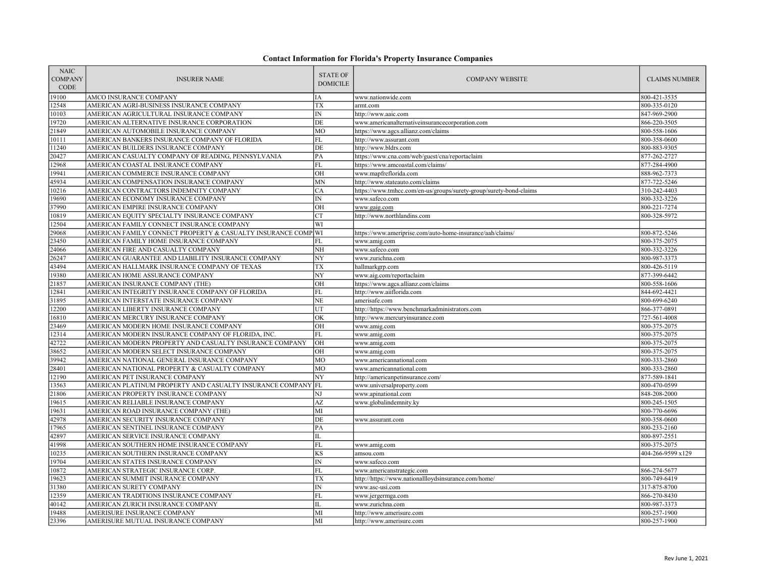## Contact Information for Florida's Property Insurance Companies

| NAIC COMPANY CODE | INSURER NAME | STATE OF DOMICILE | COMPANY WEBSITE | CLAIMS NUMBER |
|---|---|---|---|---|
| 19100 | AMCO INSURANCE COMPANY | IA | www.nationwide.com | 800-421-3535 |
| 12548 | AMERICAN AGRI-BUSINESS INSURANCE COMPANY | TX | armt.com | 800-335-0120 |
| 10103 | AMERICAN AGRICULTURAL INSURANCE COMPANY | IN | http://www.aaic.com | 847-969-2900 |
| 19720 | AMERICAN ALTERNATIVE INSURANCE CORPORATION | DE | www.americanalternativeinsurancecorporation.com | 866-220-3505 |
| 21849 | AMERICAN AUTOMOBILE INSURANCE COMPANY | MO | https://www.agcs.allianz.com/claims | 800-558-1606 |
| 10111 | AMERICAN BANKERS INSURANCE COMPANY OF FLORIDA | FL | http://www.assurant.com | 800-358-0600 |
| 11240 | AMERICAN BUILDERS INSURANCE COMPANY | DE | http://www.bldrs.com | 800-883-9305 |
| 20427 | AMERICAN CASUALTY COMPANY OF READING, PENNSYLVANIA | PA | https://www.cna.com/web/guest/cna/reportaclaim | 877-262-2727 |
| 12968 | AMERICAN COASTAL INSURANCE COMPANY | FL | https://www.amcoastal.com/claims/ | 877-284-4900 |
| 19941 | AMERICAN COMMERCE INSURANCE COMPANY | OH | www.mapfreflorida.com | 888-962-7373 |
| 45934 | AMERICAN COMPENSATION INSURANCE COMPANY | MN | http://www.stateauto.com/claims | 877-722-5246 |
| 10216 | AMERICAN CONTRACTORS INDEMNITY COMPANY | CA | https://www.tmhcc.com/en-us/groups/surety-group/surety-bond-claims | 310-242-4403 |
| 19690 | AMERICAN ECONOMY INSURANCE COMPANY | IN | www.safeco.com | 800-332-3226 |
| 37990 | AMERICAN EMPIRE INSURANCE COMPANY | OH | www.gaig.com | 800-221-7274 |
| 10819 | AMERICAN EQUITY SPECIALTY INSURANCE COMPANY | CT | http://www.northlandins.com | 800-328-5972 |
| 12504 | AMERICAN FAMILY CONNECT INSURANCE COMPANY | WI | | |
| 29068 | AMERICAN FAMILY CONNECT PROPERTY & CASUALTY INSURANCE COMP | WI | https://www.ameriprise.com/auto-home-insurance/aah/claims/ | 800-872-5246 |
| 23450 | AMERICAN FAMILY HOME INSURANCE COMPANY | FL | www.amig.com | 800-375-2075 |
| 24066 | AMERICAN FIRE AND CASUALTY COMPANY | NH | www.safeco.com | 800-332-3226 |
| 26247 | AMERICAN GUARANTEE AND LIABILITY INSURANCE COMPANY | NY | www.zurichna.com | 800-987-3373 |
| 43494 | AMERICAN HALLMARK INSURANCE COMPANY OF TEXAS | TX | hallmarkgrp.com | 800-426-5119 |
| 19380 | AMERICAN HOME ASSURANCE COMPANY | NY | www.aig.com/reportaclaim | 877-399-6442 |
| 21857 | AMERICAN INSURANCE COMPANY (THE) | OH | https://www.agcs.allianz.com/claims | 800-558-1606 |
| 12841 | AMERICAN INTEGRITY INSURANCE COMPANY OF FLORIDA | FL | http://www.aiiflorida.com | 844-692-4421 |
| 31895 | AMERICAN INTERSTATE INSURANCE COMPANY | NE | amerisafe.com | 800-699-6240 |
| 12200 | AMERICAN LIBERTY INSURANCE COMPANY | UT | http://https://www.benchmarkadministrators.com | 866-377-0891 |
| 16810 | AMERICAN MERCURY INSURANCE COMPANY | OK | http://www.mercuryinsurance.com | 727-561-4008 |
| 23469 | AMERICAN MODERN HOME INSURANCE COMPANY | OH | www.amig.com | 800-375-2075 |
| 12314 | AMERICAN MODERN INSURANCE COMPANY OF FLORIDA, INC. | FL | www.amig.com | 800-375-2075 |
| 42722 | AMERICAN MODERN PROPERTY AND CASUALTY INSURANCE COMPANY | OH | www.amig.com | 800-375-2075 |
| 38652 | AMERICAN MODERN SELECT INSURANCE COMPANY | OH | www.amig.com | 800-375-2075 |
| 39942 | AMERICAN NATIONAL GENERAL INSURANCE COMPANY | MO | www.americannational.com | 800-333-2860 |
| 28401 | AMERICAN NATIONAL PROPERTY & CASUALTY COMPANY | MO | www.americannational.com | 800-333-2860 |
| 12190 | AMERICAN PET INSURANCE COMPANY | NY | http://americanpetinsurance.com/ | 877-589-1841 |
| 13563 | AMERICAN PLATINUM PROPERTY AND CASUALTY INSURANCE COMPANY | FL | www.universalproperty.com | 800-470-0599 |
| 21806 | AMERICAN PROPERTY INSURANCE COMPANY | NJ | www.apinational.com | 848-208-2000 |
| 19615 | AMERICAN RELIABLE INSURANCE COMPANY | AZ | www.globalindemnity.ky | 800-245-1505 |
| 19631 | AMERICAN ROAD INSURANCE COMPANY (THE) | MI | | 800-770-6696 |
| 42978 | AMERICAN SECURITY INSURANCE COMPANY | DE | www.assurant.com | 800-358-0600 |
| 17965 | AMERICAN SENTINEL INSURANCE COMPANY | PA | | 800-233-2160 |
| 42897 | AMERICAN SERVICE INSURANCE COMPANY | IL | | 800-897-2551 |
| 41998 | AMERICAN SOUTHERN HOME INSURANCE COMPANY | FL | www.amig.com | 800-375-2075 |
| 10235 | AMERICAN SOUTHERN INSURANCE COMPANY | KS | amsou.com | 404-266-9599 x129 |
| 19704 | AMERICAN STATES INSURANCE COMPANY | IN | www.safeco.com | |
| 10872 | AMERICAN STRATEGIC INSURANCE CORP. | FL | www.americanstrategic.com | 866-274-5677 |
| 19623 | AMERICAN SUMMIT INSURANCE COMPANY | TX | http://https://www.nationallloydsinsurance.com/home/ | 800-749-6419 |
| 31380 | AMERICAN SURETY COMPANY | IN | www.asc-usi.com | 317-875-8700 |
| 12359 | AMERICAN TRADITIONS INSURANCE COMPANY | FL | www.jergermga.com | 866-270-8430 |
| 40142 | AMERICAN ZURICH INSURANCE COMPANY | IL | www.zurichna.com | 800-987-3373 |
| 19488 | AMERISURE INSURANCE COMPANY | MI | http://www.amerisure.com | 800-257-1900 |
| 23396 | AMERISURE MUTUAL INSURANCE COMPANY | MI | http://www.amerisure.com | 800-257-1900 |

Rev June 1, 2021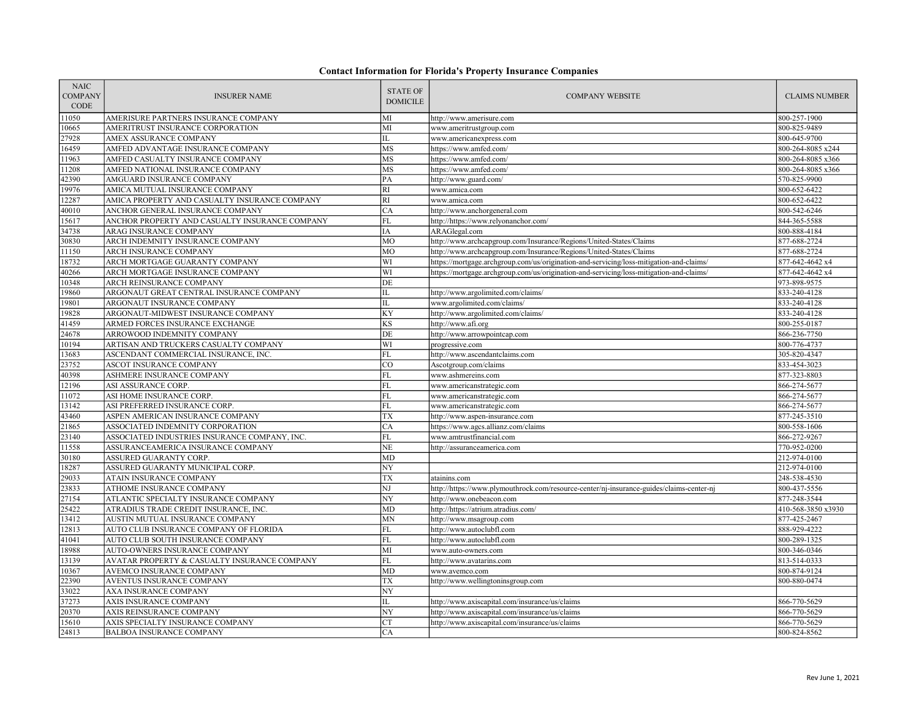# Contact Information for Florida's Property Insurance Companies

| NAIC COMPANY CODE | INSURER NAME | STATE OF DOMICILE | COMPANY WEBSITE | CLAIMS NUMBER |
|---|---|---|---|---|
| 11050 | AMERISURE PARTNERS INSURANCE COMPANY | MI | http://www.amerisure.com | 800-257-1900 |
| 10665 | AMERITRUST INSURANCE CORPORATION | MI | www.ameritrustgroup.com | 800-825-9489 |
| 27928 | AMEX ASSURANCE COMPANY | IL | www.americanexpress.com | 800-645-9700 |
| 16459 | AMFED ADVANTAGE INSURANCE COMPANY | MS | https://www.amfed.com/ | 800-264-8085 x244 |
| 11963 | AMFED CASUALTY INSURANCE COMPANY | MS | https://www.amfed.com/ | 800-264-8085 x366 |
| 11208 | AMFED NATIONAL INSURANCE COMPANY | MS | https://www.amfed.com/ | 800-264-8085 x366 |
| 42390 | AMGUARD INSURANCE COMPANY | PA | http://www.guard.com/ | 570-825-9900 |
| 19976 | AMICA MUTUAL INSURANCE COMPANY | RI | www.amica.com | 800-652-6422 |
| 12287 | AMICA PROPERTY AND CASUALTY INSURANCE COMPANY | RI | www.amica.com | 800-652-6422 |
| 40010 | ANCHOR GENERAL INSURANCE COMPANY | CA | http://www.anchorgeneral.com | 800-542-6246 |
| 15617 | ANCHOR PROPERTY AND CASUALTY INSURANCE COMPANY | FL | http://https://www.relyonanchor.com/ | 844-365-5588 |
| 34738 | ARAG INSURANCE COMPANY | IA | ARAGlegal.com | 800-888-4184 |
| 30830 | ARCH INDEMNITY INSURANCE COMPANY | MO | http://www.archcapgroup.com/Insurance/Regions/United-States/Claims | 877-688-2724 |
| 11150 | ARCH INSURANCE COMPANY | MO | http://www.archcapgroup.com/Insurance/Regions/United-States/Claims | 877-688-2724 |
| 18732 | ARCH MORTGAGE GUARANTY COMPANY | WI | https://mortgage.archgroup.com/us/origination-and-servicing/loss-mitigation-and-claims/ | 877-642-4642 x4 |
| 40266 | ARCH MORTGAGE INSURANCE COMPANY | WI | https://mortgage.archgroup.com/us/origination-and-servicing/loss-mitigation-and-claims/ | 877-642-4642 x4 |
| 10348 | ARCH REINSURANCE COMPANY | DE | | 973-898-9575 |
| 19860 | ARGONAUT GREAT CENTRAL INSURANCE COMPANY | IL | http://www.argolimited.com/claims/ | 833-240-4128 |
| 19801 | ARGONAUT INSURANCE COMPANY | IL | www.argolimited.com/claims/ | 833-240-4128 |
| 19828 | ARGONAUT-MIDWEST INSURANCE COMPANY | KY | http://www.argolimited.com/claims/ | 833-240-4128 |
| 41459 | ARMED FORCES INSURANCE EXCHANGE | KS | http://www.afi.org | 800-255-0187 |
| 24678 | ARROWOOD INDEMNITY COMPANY | DE | http://www.arrowpointcap.com | 866-236-7750 |
| 10194 | ARTISAN AND TRUCKERS CASUALTY COMPANY | WI | progressive.com | 800-776-4737 |
| 13683 | ASCENDANT COMMERCIAL INSURANCE, INC. | FL | http://www.ascendantclaims.com | 305-820-4347 |
| 23752 | ASCOT INSURANCE COMPANY | CO | Ascotgroup.com/claims | 833-454-3023 |
| 40398 | ASHMERE INSURANCE COMPANY | FL | www.ashmereins.com | 877-323-8803 |
| 12196 | ASI ASSURANCE CORP. | FL | www.americanstrategic.com | 866-274-5677 |
| 11072 | ASI HOME INSURANCE CORP. | FL | www.americanstrategic.com | 866-274-5677 |
| 13142 | ASI PREFERRED INSURANCE CORP. | FL | www.americanstrategic.com | 866-274-5677 |
| 43460 | ASPEN AMERICAN INSURANCE COMPANY | TX | http://www.aspen-insurance.com | 877-245-3510 |
| 21865 | ASSOCIATED INDEMNITY CORPORATION | CA | https://www.agcs.allianz.com/claims | 800-558-1606 |
| 23140 | ASSOCIATED INDUSTRIES INSURANCE COMPANY, INC. | FL | www.amtrustfinancial.com | 866-272-9267 |
| 11558 | ASSURANCEAMERICA INSURANCE COMPANY | NE | http://assuranceamerica.com | 770-952-0200 |
| 30180 | ASSURED GUARANTY CORP. | MD | | 212-974-0100 |
| 18287 | ASSURED GUARANTY MUNICIPAL CORP. | NY | | 212-974-0100 |
| 29033 | ATAIN INSURANCE COMPANY | TX | atainins.com | 248-538-4530 |
| 23833 | ATHOME INSURANCE COMPANY | NJ | http://https://www.plymouthrock.com/resource-center/nj-insurance-guides/claims-center-nj | 800-437-5556 |
| 27154 | ATLANTIC SPECIALTY INSURANCE COMPANY | NY | http://www.onebeacon.com | 877-248-3544 |
| 25422 | ATRADIUS TRADE CREDIT INSURANCE, INC. | MD | http://https://atrium.atradius.com/ | 410-568-3850 x3930 |
| 13412 | AUSTIN MUTUAL INSURANCE COMPANY | MN | http://www.msagroup.com | 877-425-2467 |
| 12813 | AUTO CLUB INSURANCE COMPANY OF FLORIDA | FL | http://www.autoclubfl.com | 888-929-4222 |
| 41041 | AUTO CLUB SOUTH INSURANCE COMPANY | FL | http://www.autoclubfl.com | 800-289-1325 |
| 18988 | AUTO-OWNERS INSURANCE COMPANY | MI | www.auto-owners.com | 800-346-0346 |
| 13139 | AVATAR PROPERTY & CASUALTY INSURANCE COMPANY | FL | http://www.avatarins.com | 813-514-0333 |
| 10367 | AVEMCO INSURANCE COMPANY | MD | www.avemco.com | 800-874-9124 |
| 22390 | AVENTUS INSURANCE COMPANY | TX | http://www.wellingtoninsgroup.com | 800-880-0474 |
| 33022 | AXA INSURANCE COMPANY | NY | | |
| 37273 | AXIS INSURANCE COMPANY | IL | http://www.axiscapital.com/insurance/us/claims | 866-770-5629 |
| 20370 | AXIS REINSURANCE COMPANY | NY | http://www.axiscapital.com/insurance/us/claims | 866-770-5629 |
| 15610 | AXIS SPECIALTY INSURANCE COMPANY | CT | http://www.axiscapital.com/insurance/us/claims | 866-770-5629 |
| 24813 | BALBOA INSURANCE COMPANY | CA | | 800-824-8562 |

Rev June 1, 2021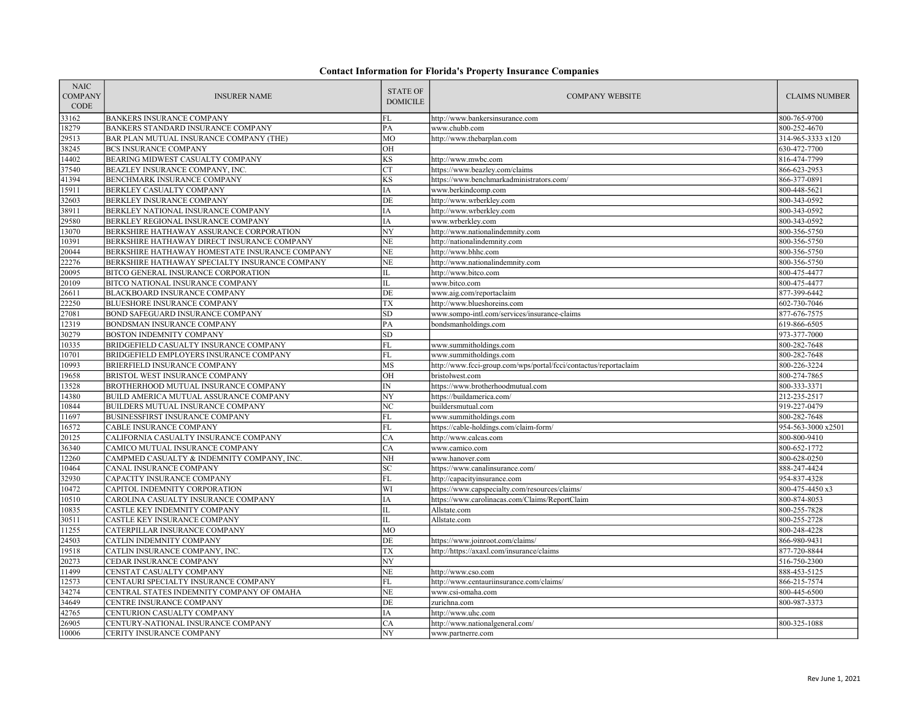# Contact Information for Florida's Property Insurance Companies

| NAIC COMPANY CODE | INSURER NAME | STATE OF DOMICILE | COMPANY WEBSITE | CLAIMS NUMBER |
|---|---|---|---|---|
| 33162 | BANKERS INSURANCE COMPANY | FL | http://www.bankersinsurance.com | 800-765-9700 |
| 18279 | BANKERS STANDARD INSURANCE COMPANY | PA | www.chubb.com | 800-252-4670 |
| 29513 | BAR PLAN MUTUAL INSURANCE COMPANY (THE) | MO | http://www.thebarplan.com | 314-965-3333 x120 |
| 38245 | BCS INSURANCE COMPANY | OH | | 630-472-7700 |
| 14402 | BEARING MIDWEST CASUALTY COMPANY | KS | http://www.mwbc.com | 816-474-7799 |
| 37540 | BEAZLEY INSURANCE COMPANY, INC. | CT | https://www.beazley.com/claims | 866-623-2953 |
| 41394 | BENCHMARK INSURANCE COMPANY | KS | https://www.benchmarkadministrators.com/ | 866-377-0891 |
| 15911 | BERKLEY CASUALTY COMPANY | IA | www.berkindcomp.com | 800-448-5621 |
| 32603 | BERKLEY INSURANCE COMPANY | DE | http://www.wrberkley.com | 800-343-0592 |
| 38911 | BERKLEY NATIONAL INSURANCE COMPANY | IA | http://www.wrberkley.com | 800-343-0592 |
| 29580 | BERKLEY REGIONAL INSURANCE COMPANY | IA | www.wrberkley.com | 800-343-0592 |
| 13070 | BERKSHIRE HATHAWAY ASSURANCE CORPORATION | NY | http://www.nationalindemnity.com | 800-356-5750 |
| 10391 | BERKSHIRE HATHAWAY DIRECT INSURANCE COMPANY | NE | http://nationalindemnity.com | 800-356-5750 |
| 20044 | BERKSHIRE HATHAWAY HOMESTATE INSURANCE COMPANY | NE | http://www.bhhc.com | 800-356-5750 |
| 22276 | BERKSHIRE HATHAWAY SPECIALTY INSURANCE COMPANY | NE | http://www.nationalindemnity.com | 800-356-5750 |
| 20095 | BITCO GENERAL INSURANCE CORPORATION | IL | http://www.bitco.com | 800-475-4477 |
| 20109 | BITCO NATIONAL INSURANCE COMPANY | IL | www.bitco.com | 800-475-4477 |
| 26611 | BLACKBOARD INSURANCE COMPANY | DE | www.aig.com/reportaclaim | 877-399-6442 |
| 22250 | BLUESHORE INSURANCE COMPANY | TX | http://www.blueshoreins.com | 602-730-7046 |
| 27081 | BOND SAFEGUARD INSURANCE COMPANY | SD | www.sompo-intl.com/services/insurance-claims | 877-676-7575 |
| 12319 | BONDSMAN INSURANCE COMPANY | PA | bondsmanholdings.com | 619-866-6505 |
| 30279 | BOSTON INDEMNITY COMPANY | SD | | 973-377-7000 |
| 10335 | BRIDGEFIELD CASUALTY INSURANCE COMPANY | FL | www.summitholdings.com | 800-282-7648 |
| 10701 | BRIDGEFIELD EMPLOYERS INSURANCE COMPANY | FL | www.summitholdings.com | 800-282-7648 |
| 10993 | BRIERFIELD INSURANCE COMPANY | MS | http://www.fcci-group.com/wps/portal/fcci/contactus/reportaclaim | 800-226-3224 |
| 19658 | BRISTOL WEST INSURANCE COMPANY | OH | bristolwest.com | 800-274-7865 |
| 13528 | BROTHERHOOD MUTUAL INSURANCE COMPANY | IN | https://www.brotherhoodmutual.com | 800-333-3371 |
| 14380 | BUILD AMERICA MUTUAL ASSURANCE COMPANY | NY | https://buildamerica.com/ | 212-235-2517 |
| 10844 | BUILDERS MUTUAL INSURANCE COMPANY | NC | buildersmutual.com | 919-227-0479 |
| 11697 | BUSINESSFIRST INSURANCE COMPANY | FL | www.summitholdings.com | 800-282-7648 |
| 16572 | CABLE INSURANCE COMPANY | FL | https://cable-holdings.com/claim-form/ | 954-563-3000 x2501 |
| 20125 | CALIFORNIA CASUALTY INSURANCE COMPANY | CA | http://www.calcas.com | 800-800-9410 |
| 36340 | CAMICO MUTUAL INSURANCE COMPANY | CA | www.camico.com | 800-652-1772 |
| 12260 | CAMPMED CASUALTY & INDEMNITY COMPANY, INC. | NH | www.hanover.com | 800-628-0250 |
| 10464 | CANAL INSURANCE COMPANY | SC | https://www.canalinsurance.com/ | 888-247-4424 |
| 32930 | CAPACITY INSURANCE COMPANY | FL | http://capacityinsurance.com | 954-837-4328 |
| 10472 | CAPITOL INDEMNITY CORPORATION | WI | https://www.capspecialty.com/resources/claims/ | 800-475-4450 x3 |
| 10510 | CAROLINA CASUALTY INSURANCE COMPANY | IA | https://www.carolinacas.com/Claims/ReportClaim | 800-874-8053 |
| 10835 | CASTLE KEY INDEMNITY COMPANY | IL | Allstate.com | 800-255-7828 |
| 30511 | CASTLE KEY INSURANCE COMPANY | IL | Allstate.com | 800-255-2728 |
| 11255 | CATERPILLAR INSURANCE COMPANY | MO | | 800-248-4228 |
| 24503 | CATLIN INDEMNITY COMPANY | DE | https://www.joinroot.com/claims/ | 866-980-9431 |
| 19518 | CATLIN INSURANCE COMPANY, INC. | TX | http://https://axaxl.com/insurance/claims | 877-720-8844 |
| 20273 | CEDAR INSURANCE COMPANY | NY | | 516-750-2300 |
| 11499 | CENSTAT CASUALTY COMPANY | NE | http://www.cso.com | 888-453-5125 |
| 12573 | CENTAURI SPECIALTY INSURANCE COMPANY | FL | http://www.centauriinsurance.com/claims/ | 866-215-7574 |
| 34274 | CENTRAL STATES INDEMNITY COMPANY OF OMAHA | NE | www.csi-omaha.com | 800-445-6500 |
| 34649 | CENTRE INSURANCE COMPANY | DE | zurichna.com | 800-987-3373 |
| 42765 | CENTURION CASUALTY COMPANY | IA | http://www.uhc.com | |
| 26905 | CENTURY-NATIONAL INSURANCE COMPANY | CA | http://www.nationalgeneral.com/ | 800-325-1088 |
| 10006 | CERITY INSURANCE COMPANY | NY | www.partnerre.com | |

Rev June 1, 2021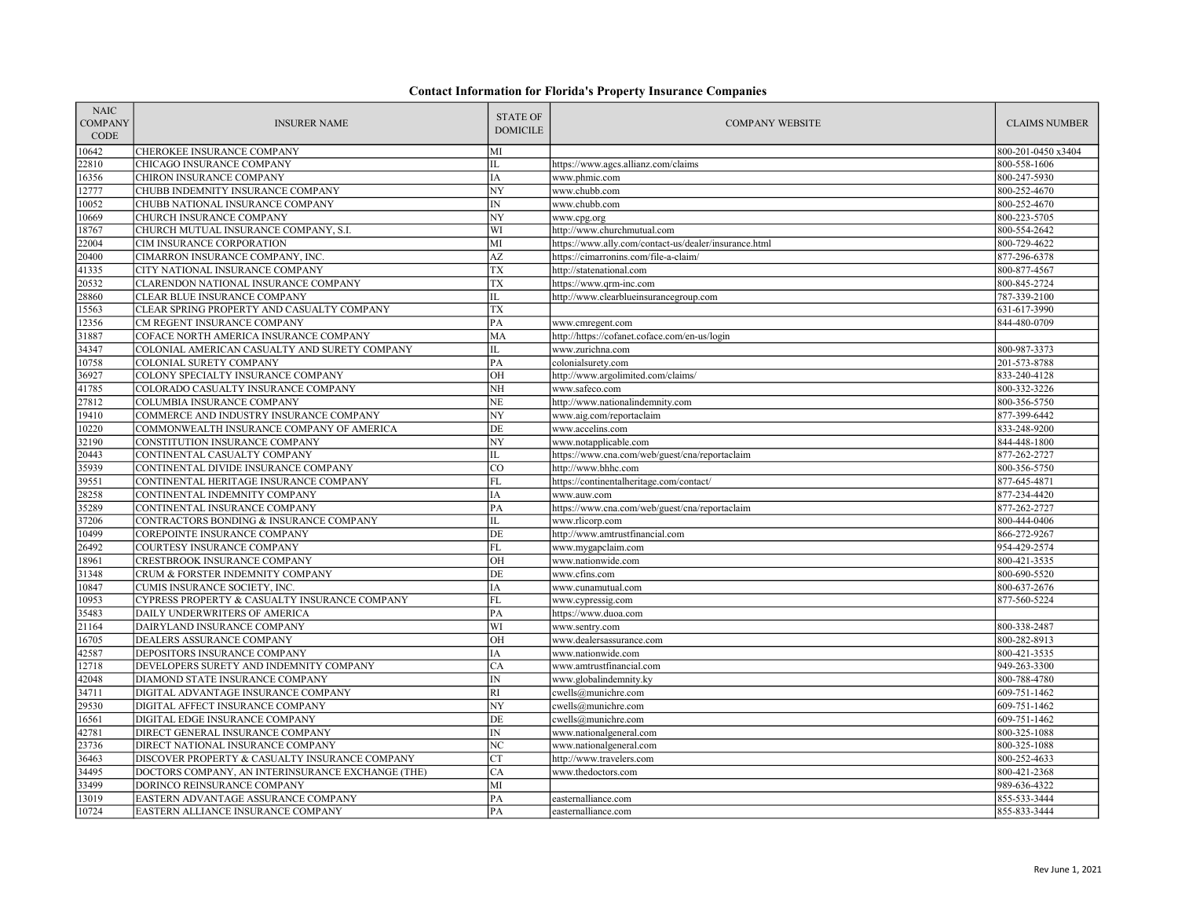# Contact Information for Florida's Property Insurance Companies

| NAIC COMPANY CODE | INSURER NAME | STATE OF DOMICILE | COMPANY WEBSITE | CLAIMS NUMBER |
|---|---|---|---|---|
| 10642 | CHEROKEE INSURANCE COMPANY | MI | | 800-201-0450 x3404 |
| 22810 | CHICAGO INSURANCE COMPANY | IL | https://www.agcs.allianz.com/claims | 800-558-1606 |
| 16356 | CHIRON INSURANCE COMPANY | IA | www.phmic.com | 800-247-5930 |
| 12777 | CHUBB INDEMNITY INSURANCE COMPANY | NY | www.chubb.com | 800-252-4670 |
| 10052 | CHUBB NATIONAL INSURANCE COMPANY | IN | www.chubb.com | 800-252-4670 |
| 10669 | CHURCH INSURANCE COMPANY | NY | www.cpg.org | 800-223-5705 |
| 18767 | CHURCH MUTUAL INSURANCE COMPANY, S.I. | WI | http://www.churchmutual.com | 800-554-2642 |
| 22004 | CIM INSURANCE CORPORATION | MI | https://www.ally.com/contact-us/dealer/insurance.html | 800-729-4622 |
| 20400 | CIMARRON INSURANCE COMPANY, INC. | AZ | https://cimarronins.com/file-a-claim/ | 877-296-6378 |
| 41335 | CITY NATIONAL INSURANCE COMPANY | TX | http://statenational.com | 800-877-4567 |
| 20532 | CLARENDON NATIONAL INSURANCE COMPANY | TX | https://www.qrm-inc.com | 800-845-2724 |
| 28860 | CLEAR BLUE INSURANCE COMPANY | IL | http://www.clearblueinsurancegroup.com | 787-339-2100 |
| 15563 | CLEAR SPRING PROPERTY AND CASUALTY COMPANY | TX | | 631-617-3990 |
| 12356 | CM REGENT INSURANCE COMPANY | PA | www.cmregent.com | 844-480-0709 |
| 31887 | COFACE NORTH AMERICA INSURANCE COMPANY | MA | http://https://cofanet.coface.com/en-us/login | |
| 34347 | COLONIAL AMERICAN CASUALTY AND SURETY COMPANY | IL | www.zurichna.com | 800-987-3373 |
| 10758 | COLONIAL SURETY COMPANY | PA | colonialsurety.com | 201-573-8788 |
| 36927 | COLONY SPECIALTY INSURANCE COMPANY | OH | http://www.argolimited.com/claims/ | 833-240-4128 |
| 41785 | COLORADO CASUALTY INSURANCE COMPANY | NH | www.safeco.com | 800-332-3226 |
| 27812 | COLUMBIA INSURANCE COMPANY | NE | http://www.nationalindemnity.com | 800-356-5750 |
| 19410 | COMMERCE AND INDUSTRY INSURANCE COMPANY | NY | www.aig.com/reportaclaim | 877-399-6442 |
| 10220 | COMMONWEALTH INSURANCE COMPANY OF AMERICA | DE | www.accelins.com | 833-248-9200 |
| 32190 | CONSTITUTION INSURANCE COMPANY | NY | www.notapplicable.com | 844-448-1800 |
| 20443 | CONTINENTAL CASUALTY COMPANY | IL | https://www.cna.com/web/guest/cna/reportaclaim | 877-262-2727 |
| 35939 | CONTINENTAL DIVIDE INSURANCE COMPANY | CO | http://www.bhhc.com | 800-356-5750 |
| 39551 | CONTINENTAL HERITAGE INSURANCE COMPANY | FL | https://continentalheritage.com/contact/ | 877-645-4871 |
| 28258 | CONTINENTAL INDEMNITY COMPANY | IA | www.auw.com | 877-234-4420 |
| 35289 | CONTINENTAL INSURANCE COMPANY | PA | https://www.cna.com/web/guest/cna/reportaclaim | 877-262-2727 |
| 37206 | CONTRACTORS BONDING & INSURANCE COMPANY | IL | www.rlicorp.com | 800-444-0406 |
| 10499 | COREPOINTE INSURANCE COMPANY | DE | http://www.amtrustfinancial.com | 866-272-9267 |
| 26492 | COURTESY INSURANCE COMPANY | FL | www.mygapclaim.com | 954-429-2574 |
| 18961 | CRESTBROOK INSURANCE COMPANY | OH | www.nationwide.com | 800-421-3535 |
| 31348 | CRUM & FORSTER INDEMNITY COMPANY | DE | www.cfins.com | 800-690-5520 |
| 10847 | CUMIS INSURANCE SOCIETY, INC. | IA | www.cunamutual.com | 800-637-2676 |
| 10953 | CYPRESS PROPERTY & CASUALTY INSURANCE COMPANY | FL | www.cypressig.com | 877-560-5224 |
| 35483 | DAILY UNDERWRITERS OF AMERICA | PA | https://www.duoa.com | |
| 21164 | DAIRYLAND INSURANCE COMPANY | WI | www.sentry.com | 800-338-2487 |
| 16705 | DEALERS ASSURANCE COMPANY | OH | www.dealersassurance.com | 800-282-8913 |
| 42587 | DEPOSITORS INSURANCE COMPANY | IA | www.nationwide.com | 800-421-3535 |
| 12718 | DEVELOPERS SURETY AND INDEMNITY COMPANY | CA | www.amtrustfinancial.com | 949-263-3300 |
| 42048 | DIAMOND STATE INSURANCE COMPANY | IN | www.globalindemnity.ky | 800-788-4780 |
| 34711 | DIGITAL ADVANTAGE INSURANCE COMPANY | RI | cwells@munichre.com | 609-751-1462 |
| 29530 | DIGITAL AFFECT INSURANCE COMPANY | NY | cwells@munichre.com | 609-751-1462 |
| 16561 | DIGITAL EDGE INSURANCE COMPANY | DE | cwells@munichre.com | 609-751-1462 |
| 42781 | DIRECT GENERAL INSURANCE COMPANY | IN | www.nationalgeneral.com | 800-325-1088 |
| 23736 | DIRECT NATIONAL INSURANCE COMPANY | NC | www.nationalgeneral.com | 800-325-1088 |
| 36463 | DISCOVER PROPERTY & CASUALTY INSURANCE COMPANY | CT | http://www.travelers.com | 800-252-4633 |
| 34495 | DOCTORS COMPANY, AN INTERINSURANCE EXCHANGE (THE) | CA | www.thedoctors.com | 800-421-2368 |
| 33499 | DORINCO REINSURANCE COMPANY | MI | | 989-636-4322 |
| 13019 | EASTERN ADVANTAGE ASSURANCE COMPANY | PA | easternalliance.com | 855-533-3444 |
| 10724 | EASTERN ALLIANCE INSURANCE COMPANY | PA | easternalliance.com | 855-833-3444 |

Rev June 1, 2021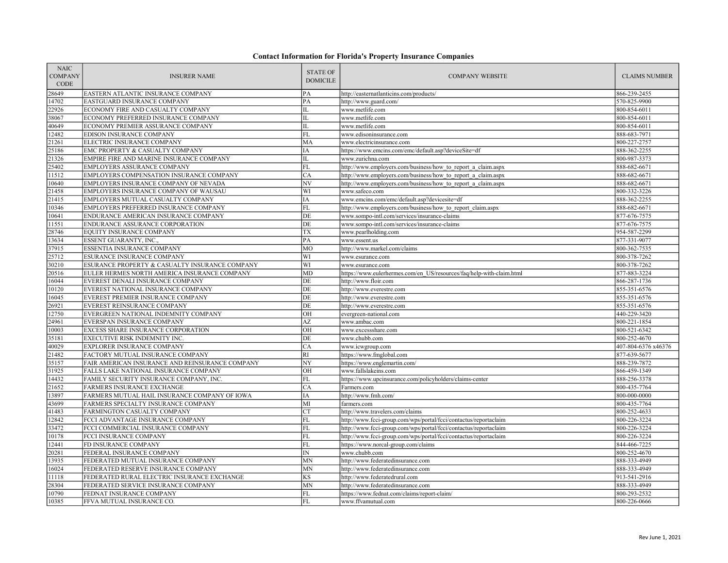# Contact Information for Florida's Property Insurance Companies

| NAIC COMPANY CODE | INSURER NAME | STATE OF DOMICILE | COMPANY WEBSITE | CLAIMS NUMBER |
|---|---|---|---|---|
| 28649 | EASTERN ATLANTIC INSURANCE COMPANY | PA | http://easternatlanticins.com/products/ | 866-239-2455 |
| 14702 | EASTGUARD INSURANCE COMPANY | PA | http://www.guard.com/ | 570-825-9900 |
| 22926 | ECONOMY FIRE AND CASUALTY COMPANY | IL | www.metlife.com | 800-854-6011 |
| 38067 | ECONOMY PREFERRED INSURANCE COMPANY | IL | www.metlife.com | 800-854-6011 |
| 40649 | ECONOMY PREMIER ASSURANCE COMPANY | IL | www.metlife.com | 800-854-6011 |
| 12482 | EDISON INSURANCE COMPANY | FL | www.edisoninsurance.com | 888-683-7971 |
| 21261 | ELECTRIC INSURANCE COMPANY | MA | www.electricinsurance.com | 800-227-2757 |
| 25186 | EMC PROPERTY & CASUALTY COMPANY | IA | https://www.emcins.com/emc/default.asp?deviceSite=df | 888-362-2255 |
| 21326 | EMPIRE FIRE AND MARINE INSURANCE COMPANY | IL | www.zurichna.com | 800-987-3373 |
| 25402 | EMPLOYERS ASSURANCE COMPANY | FL | http://www.employers.com/business/how_to_report_a_claim.aspx | 888-682-6671 |
| 11512 | EMPLOYERS COMPENSATION INSURANCE COMPANY | CA | http://www.employers.com/business/how_to_report_a_claim.aspx | 888-682-6671 |
| 10640 | EMPLOYERS INSURANCE COMPANY OF NEVADA | NV | http://www.employers.com/business/how_to_report_a_claim.aspx | 888-682-6671 |
| 21458 | EMPLOYERS INSURANCE COMPANY OF WAUSAU | WI | www.safeco.com | 800-332-3226 |
| 21415 | EMPLOYERS MUTUAL CASUALTY COMPANY | IA | www.emcins.com/emc/default.asp?devicesite=df | 888-362-2255 |
| 10346 | EMPLOYERS PREFERRED INSURANCE COMPANY | FL | http://www.employers.com/business/how_to_report_claim.aspx | 888-682-6671 |
| 10641 | ENDURANCE AMERICAN INSURANCE COMPANY | DE | www.sompo-intl.com/services/insurance-claims | 877-676-7575 |
| 11551 | ENDURANCE ASSURANCE CORPORATION | DE | www.sompo-intl.com/services/insurance-claims | 877-676-7575 |
| 28746 | EQUITY INSURANCE COMPANY | TX | www.pearlholding.com | 954-587-2299 |
| 13634 | ESSENT GUARANTY, INC., | PA | www.essent.us | 877-331-9077 |
| 37915 | ESSENTIA INSURANCE COMPANY | MO | http://www.markel.com/claims | 800-362-7535 |
| 25712 | ESURANCE INSURANCE COMPANY | WI | www.esurance.com | 800-378-7262 |
| 30210 | ESURANCE PROPERTY & CASUALTY INSURANCE COMPANY | WI | www.esurance.com | 800-378-7262 |
| 20516 | EULER HERMES NORTH AMERICA INSURANCE COMPANY | MD | https://www.eulerhermes.com/en_US/resources/faq/help-with-claim.html | 877-883-3224 |
| 16044 | EVEREST DENALI INSURANCE COMPANY | DE | http://www.floir.com | 866-287-1736 |
| 10120 | EVEREST NATIONAL INSURANCE COMPANY | DE | http://www.everestre.com | 855-351-6576 |
| 16045 | EVEREST PREMIER INSURANCE COMPANY | DE | http://www.everestre.com | 855-351-6576 |
| 26921 | EVEREST REINSURANCE COMPANY | DE | http://www.everestre.com | 855-351-6576 |
| 12750 | EVERGREEN NATIONAL INDEMNITY COMPANY | OH | evergreen-national.com | 440-229-3420 |
| 24961 | EVERSPAN INSURANCE COMPANY | AZ | www.ambac.com | 800-221-1854 |
| 10003 | EXCESS SHARE INSURANCE CORPORATION | OH | www.excessshare.com | 800-521-6342 |
| 35181 | EXECUTIVE RISK INDEMNITY INC. | DE | www.chubb.com | 800-252-4670 |
| 40029 | EXPLORER INSURANCE COMPANY | CA | www.icwgroup.com | 407-804-6376 x46376 |
| 21482 | FACTORY MUTUAL INSURANCE COMPANY | RI | https://www.fmglobal.com | 877-639-5677 |
| 35157 | FAIR AMERICAN INSURANCE AND REINSURANCE COMPANY | NY | https://www.englemartin.com/ | 888-239-7872 |
| 31925 | FALLS LAKE NATIONAL INSURANCE COMPANY | OH | www.fallslakeins.com | 866-459-1349 |
| 14432 | FAMILY SECURITY INSURANCE COMPANY, INC. | FL | https://www.upcinsurance.com/policyholders/claims-center | 888-256-3378 |
| 21652 | FARMERS INSURANCE EXCHANGE | CA | Farmers.com | 800-435-7764 |
| 13897 | FARMERS MUTUAL HAIL INSURANCE COMPANY OF IOWA | IA | http://www.fmh.com/ | 800-000-0000 |
| 43699 | FARMERS SPECIALTY INSURANCE COMPANY | MI | farmers.com | 800-435-7764 |
| 41483 | FARMINGTON CASUALTY COMPANY | CT | http://www.travelers.com/claims | 800-252-4633 |
| 12842 | FCCI ADVANTAGE INSURANCE COMPANY | FL | http://www.fcci-group.com/wps/portal/fcci/contactus/reportaclaim | 800-226-3224 |
| 33472 | FCCI COMMERCIAL INSURANCE COMPANY | FL | http://www.fcci-group.com/wps/portal/fcci/contactus/reportaclaim | 800-226-3224 |
| 10178 | FCCI INSURANCE COMPANY | FL | http://www.fcci-group.com/wps/portal/fcci/contactus/reportaclaim | 800-226-3224 |
| 12441 | FD INSURANCE COMPANY | FL | https://www.norcal-group.com/claims | 844-466-7225 |
| 20281 | FEDERAL INSURANCE COMPANY | IN | www.chubb.com | 800-252-4670 |
| 13935 | FEDERATED MUTUAL INSURANCE COMPANY | MN | http://www.federatedinsurance.com | 888-333-4949 |
| 16024 | FEDERATED RESERVE INSURANCE COMPANY | MN | http://www.federatedinsurance.com | 888-333-4949 |
| 11118 | FEDERATED RURAL ELECTRIC INSURANCE EXCHANGE | KS | http://www.federatedrural.com | 913-541-2916 |
| 28304 | FEDERATED SERVICE INSURANCE COMPANY | MN | http://www.federatedinsurance.com | 888-333-4949 |
| 10790 | FEDNAT INSURANCE COMPANY | FL | https://www.fednat.com/claims/report-claim/ | 800-293-2532 |
| 10385 | FFVA MUTUAL INSURANCE CO. | FL | www.ffvamutual.com | 800-226-0666 |

Rev June 1, 2021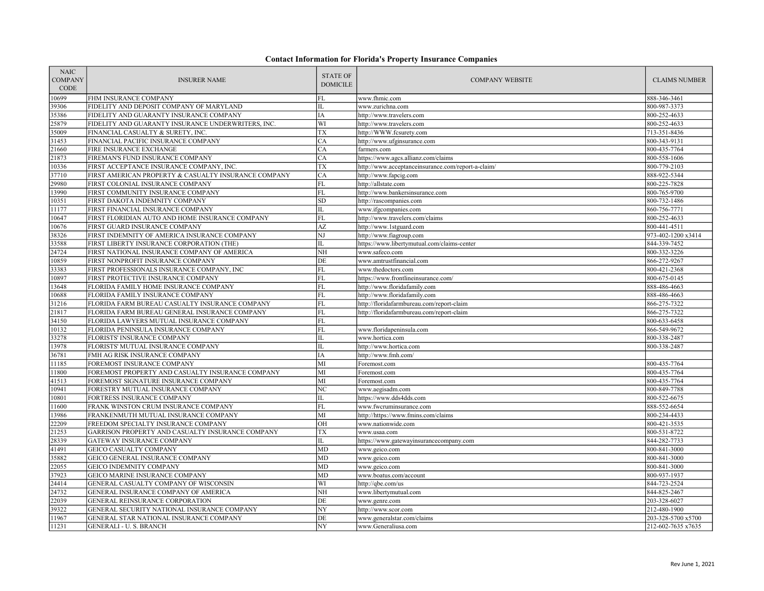## Contact Information for Florida's Property Insurance Companies

| NAIC COMPANY CODE | INSURER NAME | STATE OF DOMICILE | COMPANY WEBSITE | CLAIMS NUMBER |
|---|---|---|---|---|
| 10699 | FHM INSURANCE COMPANY | FL | www.fhmic.com | 888-346-3461 |
| 39306 | FIDELITY AND DEPOSIT COMPANY OF MARYLAND | IL | www.zurichna.com | 800-987-3373 |
| 35386 | FIDELITY AND GUARANTY INSURANCE COMPANY | IA | http://www.travelers.com | 800-252-4633 |
| 25879 | FIDELITY AND GUARANTY INSURANCE UNDERWRITERS, INC. | WI | http://www.travelers.com | 800-252-4633 |
| 35009 | FINANCIAL CASUALTY & SURETY, INC. | TX | http://WWW.fcsurety.com | 713-351-8436 |
| 31453 | FINANCIAL PACIFIC INSURANCE COMPANY | CA | http://www.ufginsurance.com | 800-343-9131 |
| 21660 | FIRE INSURANCE EXCHANGE | CA | farmers.com | 800-435-7764 |
| 21873 | FIREMAN'S FUND INSURANCE COMPANY | CA | https://www.agcs.allianz.com/claims | 800-558-1606 |
| 10336 | FIRST ACCEPTANCE INSURANCE COMPANY, INC. | TX | http://www.acceptanceinsurance.com/report-a-claim/ | 800-779-2103 |
| 37710 | FIRST AMERICAN PROPERTY & CASUALTY INSURANCE COMPANY | CA | http://www.fapcig.com | 888-922-5344 |
| 29980 | FIRST COLONIAL INSURANCE COMPANY | FL | http://allstate.com | 800-225-7828 |
| 13990 | FIRST COMMUNITY INSURANCE COMPANY | FL | http://www.bankersinsurance.com | 800-765-9700 |
| 10351 | FIRST DAKOTA INDEMNITY COMPANY | SD | http://rascompanies.com | 800-732-1486 |
| 11177 | FIRST FINANCIAL INSURANCE COMPANY | IL | www.ifgcompanies.com | 860-756-7771 |
| 10647 | FIRST FLORIDIAN AUTO AND HOME INSURANCE COMPANY | FL | http://www.travelers.com/claims | 800-252-4633 |
| 10676 | FIRST GUARD INSURANCE COMPANY | AZ | http://www.1stguard.com | 800-441-4511 |
| 38326 | FIRST INDEMNITY OF AMERICA INSURANCE COMPANY | NJ | http://www.fiagroup.com | 973-402-1200 x3414 |
| 33588 | FIRST LIBERTY INSURANCE CORPORATION (THE) | IL | https://www.libertymutual.com/claims-center | 844-339-7452 |
| 24724 | FIRST NATIONAL INSURANCE COMPANY OF AMERICA | NH | www.safeco.com | 800-332-3226 |
| 10859 | FIRST NONPROFIT INSURANCE COMPANY | DE | www.amtrustfinancial.com | 866-272-9267 |
| 33383 | FIRST PROFESSIONALS INSURANCE COMPANY, INC | FL | www.thedoctors.com | 800-421-2368 |
| 10897 | FIRST PROTECTIVE INSURANCE COMPANY | FL | https://www.frontlineinsurance.com/ | 800-675-0145 |
| 13648 | FLORIDA FAMILY HOME INSURANCE COMPANY | FL | http://www.floridafamily.com | 888-486-4663 |
| 10688 | FLORIDA FAMILY INSURANCE COMPANY | FL | http://www.floridafamily.com | 888-486-4663 |
| 31216 | FLORIDA FARM BUREAU CASUALTY INSURANCE COMPANY | FL | http://floridafarmbureau.com/report-claim | 866-275-7322 |
| 21817 | FLORIDA FARM BUREAU GENERAL INSURANCE COMPANY | FL | http://floridafarmbureau.com/report-claim | 866-275-7322 |
| 34150 | FLORIDA LAWYERS MUTUAL INSURANCE COMPANY | FL | | 800-633-6458 |
| 10132 | FLORIDA PENINSULA INSURANCE COMPANY | FL | www.floridapeninsula.com | 866-549-9672 |
| 33278 | FLORISTS' INSURANCE COMPANY | IL | www.hortica.com | 800-338-2487 |
| 13978 | FLORISTS' MUTUAL INSURANCE COMPANY | IL | http://www.hortica.com | 800-338-2487 |
| 36781 | FMH AG RISK INSURANCE COMPANY | IA | http://www.fmh.com/ | |
| 11185 | FOREMOST INSURANCE COMPANY | MI | Foremost.com | 800-435-7764 |
| 11800 | FOREMOST PROPERTY AND CASUALTY INSURANCE COMPANY | MI | Foremost.com | 800-435-7764 |
| 41513 | FOREMOST SIGNATURE INSURANCE COMPANY | MI | Foremost.com | 800-435-7764 |
| 10941 | FORESTRY MUTUAL INSURANCE COMPANY | NC | www.aegisadm.com | 800-849-7788 |
| 10801 | FORTRESS INSURANCE COMPANY | IL | https://www.dds4dds.com | 800-522-6675 |
| 11600 | FRANK WINSTON CRUM INSURANCE COMPANY | FL | www.fwcruminsurance.com | 888-552-6654 |
| 13986 | FRANKENMUTH MUTUAL INSURANCE COMPANY | MI | http://https://www.fmins.com/claims | 800-234-4433 |
| 22209 | FREEDOM SPECIALTY INSURANCE COMPANY | OH | www.nationwide.com | 800-421-3535 |
| 21253 | GARRISON PROPERTY AND CASUALTY INSURANCE COMPANY | TX | www.usaa.com | 800-531-8722 |
| 28339 | GATEWAY INSURANCE COMPANY | IL | https://www.gatewayinsurancecompany.com | 844-282-7733 |
| 41491 | GEICO CASUALTY COMPANY | MD | www.geico.com | 800-841-3000 |
| 35882 | GEICO GENERAL INSURANCE COMPANY | MD | www.geico.com | 800-841-3000 |
| 22055 | GEICO INDEMNITY COMPANY | MD | www.geico.com | 800-841-3000 |
| 37923 | GEICO MARINE INSURANCE COMPANY | MD | www.boatus.com/account | 800-937-1937 |
| 24414 | GENERAL CASUALTY COMPANY OF WISCONSIN | WI | http://qbe.com/us | 844-723-2524 |
| 24732 | GENERAL INSURANCE COMPANY OF AMERICA | NH | www.libertymutual.com | 844-825-2467 |
| 22039 | GENERAL REINSURANCE CORPORATION | DE | www.genre.com | 203-328-6027 |
| 39322 | GENERAL SECURITY NATIONAL INSURANCE COMPANY | NY | http://www.scor.com | 212-480-1900 |
| 11967 | GENERAL STAR NATIONAL INSURANCE COMPANY | DE | www.generalstar.com/claims | 203-328-5700 x5700 |
| 11231 | GENERALI - U. S. BRANCH | NY | www.Generaliusa.com | 212-602-7635 x7635 |

Rev June 1, 2021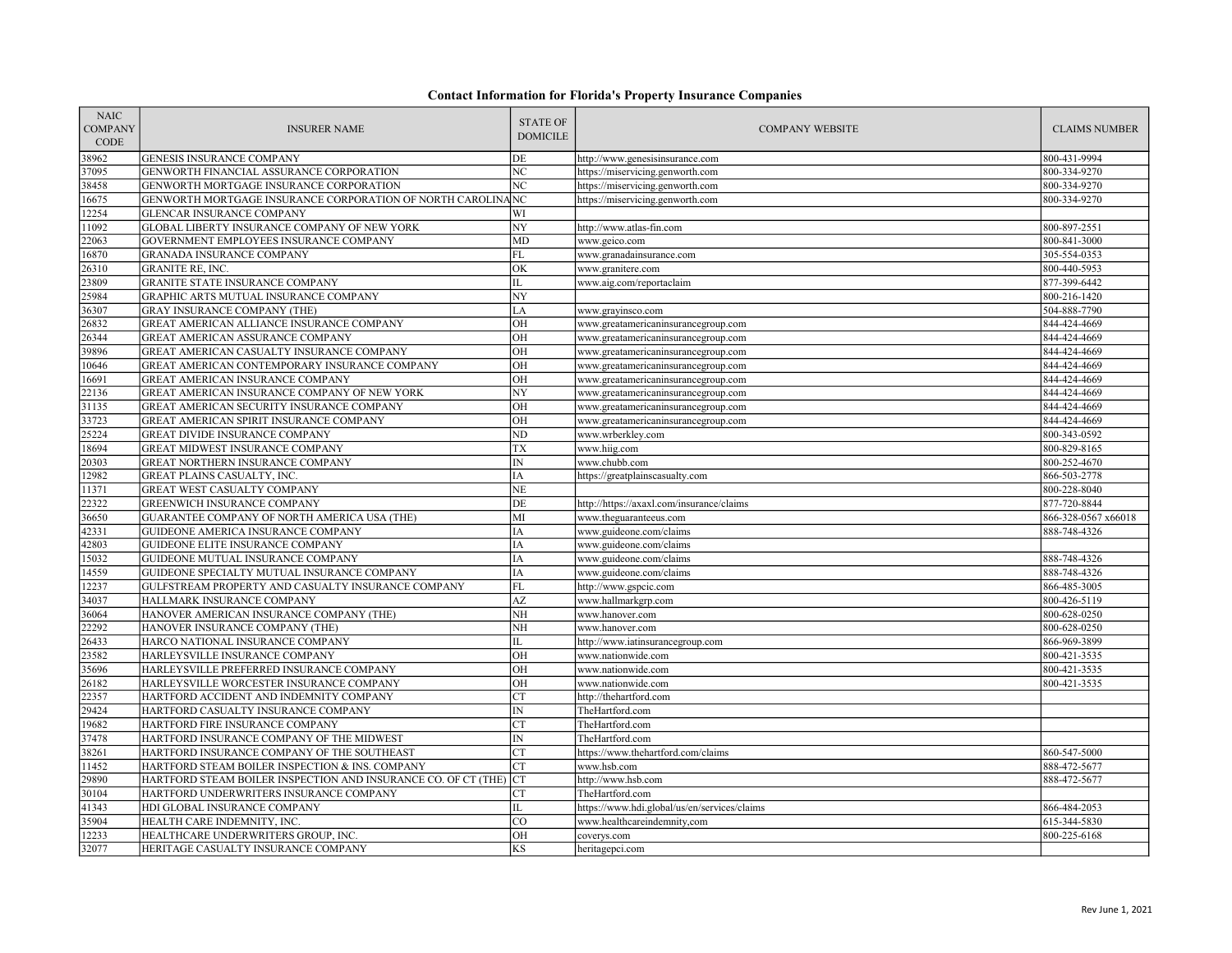# Contact Information for Florida's Property Insurance Companies

| NAIC COMPANY CODE | INSURER NAME | STATE OF DOMICILE | COMPANY WEBSITE | CLAIMS NUMBER |
|---|---|---|---|---|
| 38962 | GENESIS INSURANCE COMPANY | DE | http://www.genesisinsurance.com | 800-431-9994 |
| 37095 | GENWORTH FINANCIAL ASSURANCE CORPORATION | NC | https://miservicing.genworth.com | 800-334-9270 |
| 38458 | GENWORTH MORTGAGE INSURANCE CORPORATION | NC | https://miservicing.genworth.com | 800-334-9270 |
| 16675 | GENWORTH MORTGAGE INSURANCE CORPORATION OF NORTH CAROLINA | NC | https://miservicing.genworth.com | 800-334-9270 |
| 12254 | GLENCAR INSURANCE COMPANY | WI | | |
| 11092 | GLOBAL LIBERTY INSURANCE COMPANY OF NEW YORK | NY | http://www.atlas-fin.com | 800-897-2551 |
| 22063 | GOVERNMENT EMPLOYEES INSURANCE COMPANY | MD | www.geico.com | 800-841-3000 |
| 16870 | GRANADA INSURANCE COMPANY | FL | www.granadainsurance.com | 305-554-0353 |
| 26310 | GRANITE RE, INC. | OK | www.granitere.com | 800-440-5953 |
| 23809 | GRANITE STATE INSURANCE COMPANY | IL | www.aig.com/reportaclaim | 877-399-6442 |
| 25984 | GRAPHIC ARTS MUTUAL INSURANCE COMPANY | NY | | 800-216-1420 |
| 36307 | GRAY INSURANCE COMPANY (THE) | LA | www.grayinsco.com | 504-888-7790 |
| 26832 | GREAT AMERICAN ALLIANCE INSURANCE COMPANY | OH | www.greatamericaninsurancegroup.com | 844-424-4669 |
| 26344 | GREAT AMERICAN ASSURANCE COMPANY | OH | www.greatamericaninsurancegroup.com | 844-424-4669 |
| 39896 | GREAT AMERICAN CASUALTY INSURANCE COMPANY | OH | www.greatamericaninsurancegroup.com | 844-424-4669 |
| 10646 | GREAT AMERICAN CONTEMPORARY INSURANCE COMPANY | OH | www.greatamericaninsurancegroup.com | 844-424-4669 |
| 16691 | GREAT AMERICAN INSURANCE COMPANY | OH | www.greatamericaninsurancegroup.com | 844-424-4669 |
| 22136 | GREAT AMERICAN INSURANCE COMPANY OF NEW YORK | NY | www.greatamericaninsurancegroup.com | 844-424-4669 |
| 31135 | GREAT AMERICAN SECURITY INSURANCE COMPANY | OH | www.greatamericaninsurancegroup.com | 844-424-4669 |
| 33723 | GREAT AMERICAN SPIRIT INSURANCE COMPANY | OH | www.greatamericaninsurancegroup.com | 844-424-4669 |
| 25224 | GREAT DIVIDE INSURANCE COMPANY | ND | www.wrberkley.com | 800-343-0592 |
| 18694 | GREAT MIDWEST INSURANCE COMPANY | TX | www.hiig.com | 800-829-8165 |
| 20303 | GREAT NORTHERN INSURANCE COMPANY | IN | www.chubb.com | 800-252-4670 |
| 12982 | GREAT PLAINS CASUALTY, INC. | IA | https://greatplainscasualty.com | 866-503-2778 |
| 11371 | GREAT WEST CASUALTY COMPANY | NE | | 800-228-8040 |
| 22322 | GREENWICH INSURANCE COMPANY | DE | http://https://axaxl.com/insurance/claims | 877-720-8844 |
| 36650 | GUARANTEE COMPANY OF NORTH AMERICA USA (THE) | MI | www.theguaranteeus.com | 866-328-0567 x66018 |
| 42331 | GUIDEONE AMERICA INSURANCE COMPANY | IA | www.guideone.com/claims | 888-748-4326 |
| 42803 | GUIDEONE ELITE INSURANCE COMPANY | IA | www.guideone.com/claims | |
| 15032 | GUIDEONE MUTUAL INSURANCE COMPANY | IA | www.guideone.com/claims | 888-748-4326 |
| 14559 | GUIDEONE SPECIALTY MUTUAL INSURANCE COMPANY | IA | www.guideone.com/claims | 888-748-4326 |
| 12237 | GULFSTREAM PROPERTY AND CASUALTY INSURANCE COMPANY | FL | http://www.gspcic.com | 866-485-3005 |
| 34037 | HALLMARK INSURANCE COMPANY | AZ | www.hallmarkgrp.com | 800-426-5119 |
| 36064 | HANOVER AMERICAN INSURANCE COMPANY (THE) | NH | www.hanover.com | 800-628-0250 |
| 22292 | HANOVER INSURANCE COMPANY (THE) | NH | www.hanover.com | 800-628-0250 |
| 26433 | HARCO NATIONAL INSURANCE COMPANY | IL | http://www.iatinsurancegroup.com | 866-969-3899 |
| 23582 | HARLEYSVILLE INSURANCE COMPANY | OH | www.nationwide.com | 800-421-3535 |
| 35696 | HARLEYSVILLE PREFERRED INSURANCE COMPANY | OH | www.nationwide.com | 800-421-3535 |
| 26182 | HARLEYSVILLE WORCESTER INSURANCE COMPANY | OH | www.nationwide.com | 800-421-3535 |
| 22357 | HARTFORD ACCIDENT AND INDEMNITY COMPANY | CT | http://thehartford.com | |
| 29424 | HARTFORD CASUALTY INSURANCE COMPANY | IN | TheHartford.com | |
| 19682 | HARTFORD FIRE INSURANCE COMPANY | CT | TheHartford.com | |
| 37478 | HARTFORD INSURANCE COMPANY OF THE MIDWEST | IN | TheHartford.com | |
| 38261 | HARTFORD INSURANCE COMPANY OF THE SOUTHEAST | CT | https://www.thehartford.com/claims | 860-547-5000 |
| 11452 | HARTFORD STEAM BOILER INSPECTION & INS. COMPANY | CT | www.hsb.com | 888-472-5677 |
| 29890 | HARTFORD STEAM BOILER INSPECTION AND INSURANCE CO. OF CT (THE) | CT | http://www.hsb.com | 888-472-5677 |
| 30104 | HARTFORD UNDERWRITERS INSURANCE COMPANY | CT | TheHartford.com | |
| 41343 | HDI GLOBAL INSURANCE COMPANY | IL | https://www.hdi.global/us/en/services/claims | 866-484-2053 |
| 35904 | HEALTH CARE INDEMNITY, INC. | CO | www.healthcareindemnity,com | 615-344-5830 |
| 12233 | HEALTHCARE UNDERWRITERS GROUP, INC. | OH | coverys.com | 800-225-6168 |
| 32077 | HERITAGE CASUALTY INSURANCE COMPANY | KS | heritagepci.com | |

Rev June 1, 2021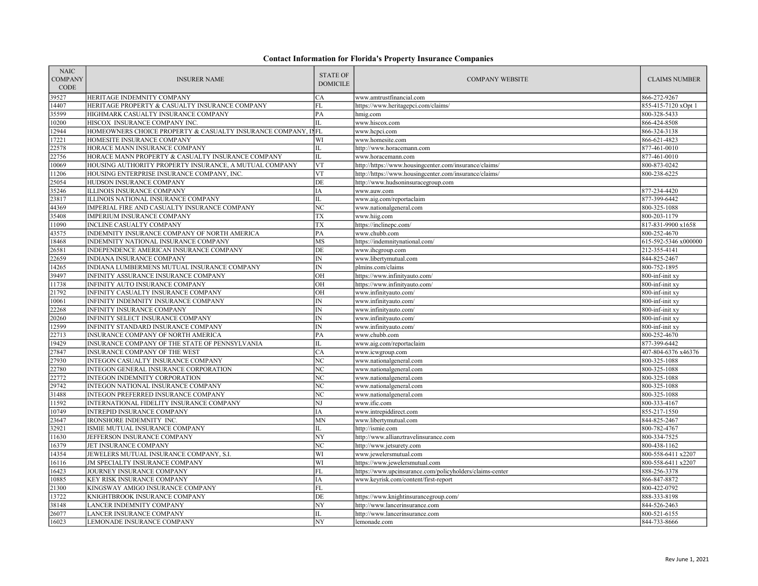# Contact Information for Florida's Property Insurance Companies

| NAIC COMPANY CODE | INSURER NAME | STATE OF DOMICILE | COMPANY WEBSITE | CLAIMS NUMBER |
|---|---|---|---|---|
| 39527 | HERITAGE INDEMNITY COMPANY | CA | www.amtrustfinancial.com | 866-272-9267 |
| 14407 | HERITAGE PROPERTY & CASUALTY INSURANCE COMPANY | FL | https://www.heritagepci.com/claims/ | 855-415-7120 xOpt 1 |
| 35599 | HIGHMARK CASUALTY INSURANCE COMPANY | PA | hmig.com | 800-328-5433 |
| 10200 | HISCOX INSURANCE COMPANY INC. | IL | www.hiscox.com | 866-424-8508 |
| 12944 | HOMEOWNERS CHOICE PROPERTY & CASUALTY INSURANCE COMPANY, IN | FL | www.hcpci.com | 866-324-3138 |
| 17221 | HOMESITE INSURANCE COMPANY | WI | www.homesite.com | 866-621-4823 |
| 22578 | HORACE MANN INSURANCE COMPANY | IL | http://www.horacemann.com | 877-461-0010 |
| 22756 | HORACE MANN PROPERTY & CASUALTY INSURANCE COMPANY | IL | www.horacemann.com | 877-461-0010 |
| 10069 | HOUSING AUTHORITY PROPERTY INSURANCE, A MUTUAL COMPANY | VT | http://https://www.housingcenter.com/insurance/claims/ | 800-873-0242 |
| 11206 | HOUSING ENTERPRISE INSURANCE COMPANY, INC. | VT | http://https://www.housingcenter.com/insurance/claims/ | 800-238-6225 |
| 25054 | HUDSON INSURANCE COMPANY | DE | http://www.hudsoninsuracegroup.com | |
| 35246 | ILLINOIS INSURANCE COMPANY | IA | www.auw.com | 877-234-4420 |
| 23817 | ILLINOIS NATIONAL INSURANCE COMPANY | IL | www.aig.com/reportaclaim | 877-399-6442 |
| 44369 | IMPERIAL FIRE AND CASUALTY INSURANCE COMPANY | NC | www.nationalgeneral.com | 800-325-1088 |
| 35408 | IMPERIUM INSURANCE COMPANY | TX | www.hiig.com | 800-203-1179 |
| 11090 | INCLINE CASUALTY COMPANY | TX | https://inclinepc.com/ | 817-831-9900 x1658 |
| 43575 | INDEMNITY INSURANCE COMPANY OF NORTH AMERICA | PA | www.chubb.com | 800-252-4670 |
| 18468 | INDEMNITY NATIONAL INSURANCE COMPANY | MS | https://indemnitynational.com/ | 615-592-5346 x000000 |
| 26581 | INDEPENDENCE AMERICAN INSURANCE COMPANY | DE | www.ihcgroup.com | 212-355-4141 |
| 22659 | INDIANA INSURANCE COMPANY | IN | www.libertymutual.com | 844-825-2467 |
| 14265 | INDIANA LUMBERMENS MUTUAL INSURANCE COMPANY | IN | plmins.com/claims | 800-752-1895 |
| 39497 | INFINITY ASSURANCE INSURANCE COMPANY | OH | https://www.infinityauto.com/ | 800-inf-init xy |
| 11738 | INFINITY AUTO INSURANCE COMPANY | OH | https://www.infinityauto.com/ | 800-inf-init xy |
| 21792 | INFINITY CASUALTY INSURANCE COMPANY | OH | www.infinityauto.com/ | 800-inf-init xy |
| 10061 | INFINITY INDEMNITY INSURANCE COMPANY | IN | www.infinityauto.com/ | 800-inf-init xy |
| 22268 | INFINITY INSURANCE COMPANY | IN | www.infinityauto.com/ | 800-inf-init xy |
| 20260 | INFINITY SELECT INSURANCE COMPANY | IN | www.infinityauto.com/ | 800-inf-init xy |
| 12599 | INFINITY STANDARD INSURANCE COMPANY | IN | www.infinityauto.com/ | 800-inf-init xy |
| 22713 | INSURANCE COMPANY OF NORTH AMERICA | PA | www.chubb.com | 800-252-4670 |
| 19429 | INSURANCE COMPANY OF THE STATE OF PENNSYLVANIA | IL | www.aig.com/reportaclaim | 877-399-6442 |
| 27847 | INSURANCE COMPANY OF THE WEST | CA | www.icwgroup.com | 407-804-6376 x46376 |
| 27930 | INTEGON CASUALTY INSURANCE COMPANY | NC | www.nationalgeneral.com | 800-325-1088 |
| 22780 | INTEGON GENERAL INSURANCE CORPORATION | NC | www.nationalgeneral.com | 800-325-1088 |
| 22772 | INTEGON INDEMNITY CORPORATION | NC | www.nationalgeneral.com | 800-325-1088 |
| 29742 | INTEGON NATIONAL INSURANCE COMPANY | NC | www.nationalgeneral.com | 800-325-1088 |
| 31488 | INTEGON PREFERRED INSURANCE COMPANY | NC | www.nationalgeneral.com | 800-325-1088 |
| 11592 | INTERNATIONAL FIDELITY INSURANCE COMPANY | NJ | www.ific.com | 800-333-4167 |
| 10749 | INTREPID INSURANCE COMPANY | IA | www.intrepiddirect.com | 855-217-1550 |
| 23647 | IRONSHORE INDEMNITY INC. | MN | www.libertymutual.com | 844-825-2467 |
| 32921 | ISMIE MUTUAL INSURANCE COMPANY | IL | http://ismie.com | 800-782-4767 |
| 11630 | JEFFERSON INSURANCE COMPANY | NY | http://www.allianztravelinsurance.com | 800-334-7525 |
| 16379 | JET INSURANCE COMPANY | NC | http://www.jetsurety.com | 800-438-1162 |
| 14354 | JEWELERS MUTUAL INSURANCE COMPANY, S.I. | WI | www.jewelersmutual.com | 800-558-6411 x2207 |
| 16116 | JM SPECIALTY INSURANCE COMPANY | WI | https://www.jewelersmutual.com | 800-558-6411 x2207 |
| 16423 | JOURNEY INSURANCE COMPANY | FL | https://www.upcinsurance.com/policyholders/claims-center | 888-256-3378 |
| 10885 | KEY RISK INSURANCE COMPANY | IA | www.keyrisk.com/content/first-report | 866-847-8872 |
| 21300 | KINGSWAY AMIGO INSURANCE COMPANY | FL | | 800-422-0792 |
| 13722 | KNIGHTBROOK INSURANCE COMPANY | DE | https://www.knightinsurancegroup.com/ | 888-333-8198 |
| 38148 | LANCER INDEMNITY COMPANY | NY | http://www.lancerinsurance.com | 844-526-2463 |
| 26077 | LANCER INSURANCE COMPANY | IL | http://www.lancerinsurance.com | 800-521-6155 |
| 16023 | LEMONADE INSURANCE COMPANY | NY | lemonade.com | 844-733-8666 |

Rev June 1, 2021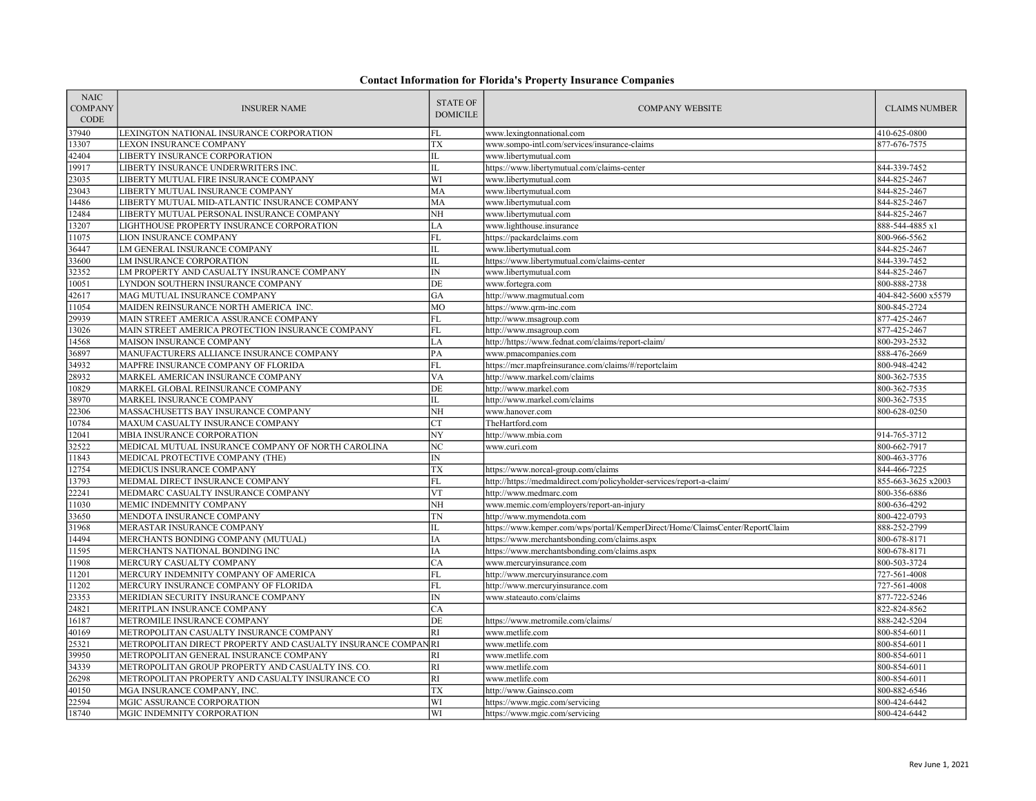## Contact Information for Florida's Property Insurance Companies

| NAIC COMPANY CODE | INSURER NAME | STATE OF DOMICILE | COMPANY WEBSITE | CLAIMS NUMBER |
|---|---|---|---|---|
| 37940 | LEXINGTON NATIONAL INSURANCE CORPORATION | FL | www.lexingtonnational.com | 410-625-0800 |
| 13307 | LEXON INSURANCE COMPANY | TX | www.sompo-intl.com/services/insurance-claims | 877-676-7575 |
| 42404 | LIBERTY INSURANCE CORPORATION | IL | www.libertymutual.com | |
| 19917 | LIBERTY INSURANCE UNDERWRITERS INC. | IL | https://www.libertymutual.com/claims-center | 844-339-7452 |
| 23035 | LIBERTY MUTUAL FIRE INSURANCE COMPANY | WI | www.libertymutual.com | 844-825-2467 |
| 23043 | LIBERTY MUTUAL INSURANCE COMPANY | MA | www.libertymutual.com | 844-825-2467 |
| 14486 | LIBERTY MUTUAL MID-ATLANTIC INSURANCE COMPANY | MA | www.libertymutual.com | 844-825-2467 |
| 12484 | LIBERTY MUTUAL PERSONAL INSURANCE COMPANY | NH | www.libertymutual.com | 844-825-2467 |
| 13207 | LIGHTHOUSE PROPERTY INSURANCE CORPORATION | LA | www.lighthouse.insurance | 888-544-4885 x1 |
| 11075 | LION INSURANCE COMPANY | FL | https://packardclaims.com | 800-966-5562 |
| 36447 | LM GENERAL INSURANCE COMPANY | IL | www.libertymutual.com | 844-825-2467 |
| 33600 | LM INSURANCE CORPORATION | IL | https://www.libertymutual.com/claims-center | 844-339-7452 |
| 32352 | LM PROPERTY AND CASUALTY INSURANCE COMPANY | IN | www.libertymutual.com | 844-825-2467 |
| 10051 | LYNDON SOUTHERN INSURANCE COMPANY | DE | www.fortegra.com | 800-888-2738 |
| 42617 | MAG MUTUAL INSURANCE COMPANY | GA | http://www.magmutual.com | 404-842-5600 x5579 |
| 11054 | MAIDEN REINSURANCE NORTH AMERICA INC. | MO | https://www.qrm-inc.com | 800-845-2724 |
| 29939 | MAIN STREET AMERICA ASSURANCE COMPANY | FL | http://www.msagroup.com | 877-425-2467 |
| 13026 | MAIN STREET AMERICA PROTECTION INSURANCE COMPANY | FL | http://www.msagroup.com | 877-425-2467 |
| 14568 | MAISON INSURANCE COMPANY | LA | http://https://www.fednat.com/claims/report-claim/ | 800-293-2532 |
| 36897 | MANUFACTURERS ALLIANCE INSURANCE COMPANY | PA | www.pmacompanies.com | 888-476-2669 |
| 34932 | MAPFRE INSURANCE COMPANY OF FLORIDA | FL | https://mcr.mapfreinsurance.com/claims/#/reportclaim | 800-948-4242 |
| 28932 | MARKEL AMERICAN INSURANCE COMPANY | VA | http://www.markel.com/claims | 800-362-7535 |
| 10829 | MARKEL GLOBAL REINSURANCE COMPANY | DE | http://www.markel.com | 800-362-7535 |
| 38970 | MARKEL INSURANCE COMPANY | IL | http://www.markel.com/claims | 800-362-7535 |
| 22306 | MASSACHUSETTS BAY INSURANCE COMPANY | NH | www.hanover.com | 800-628-0250 |
| 10784 | MAXUM CASUALTY INSURANCE COMPANY | CT | TheHartford.com | |
| 12041 | MBIA INSURANCE CORPORATION | NY | http://www.mbia.com | 914-765-3712 |
| 32522 | MEDICAL MUTUAL INSURANCE COMPANY OF NORTH CAROLINA | NC | www.curi.com | 800-662-7917 |
| 11843 | MEDICAL PROTECTIVE COMPANY (THE) | IN | | 800-463-3776 |
| 12754 | MEDICUS INSURANCE COMPANY | TX | https://www.norcal-group.com/claims | 844-466-7225 |
| 13793 | MEDMAL DIRECT INSURANCE COMPANY | FL | http://https://medmaldirect.com/policyholder-services/report-a-claim/ | 855-663-3625 x2003 |
| 22241 | MEDMARC CASUALTY INSURANCE COMPANY | VT | http://www.medmarc.com | 800-356-6886 |
| 11030 | MEMIC INDEMNITY COMPANY | NH | www.memic.com/employers/report-an-injury | 800-636-4292 |
| 33650 | MENDOTA INSURANCE COMPANY | TN | http://www.mymendota.com | 800-422-0793 |
| 31968 | MERASTAR INSURANCE COMPANY | IL | https://www.kemper.com/wps/portal/KemperDirect/Home/ClaimsCenter/ReportClaim | 888-252-2799 |
| 14494 | MERCHANTS BONDING COMPANY (MUTUAL) | IA | https://www.merchantsbonding.com/claims.aspx | 800-678-8171 |
| 11595 | MERCHANTS NATIONAL BONDING INC | IA | https://www.merchantsbonding.com/claims.aspx | 800-678-8171 |
| 11908 | MERCURY CASUALTY COMPANY | CA | www.mercuryinsurance.com | 800-503-3724 |
| 11201 | MERCURY INDEMNITY COMPANY OF AMERICA | FL | http://www.mercuryinsurance.com | 727-561-4008 |
| 11202 | MERCURY INSURANCE COMPANY OF FLORIDA | FL | http://www.mercuryinsurance.com | 727-561-4008 |
| 23353 | MERIDIAN SECURITY INSURANCE COMPANY | IN | www.stateauto.com/claims | 877-722-5246 |
| 24821 | MERITPLAN INSURANCE COMPANY | CA | | 822-824-8562 |
| 16187 | METROMILE INSURANCE COMPANY | DE | https://www.metromile.com/claims/ | 888-242-5204 |
| 40169 | METROPOLITAN CASUALTY INSURANCE COMPANY | RI | www.metlife.com | 800-854-6011 |
| 25321 | METROPOLITAN DIRECT PROPERTY AND CASUALTY INSURANCE COMPAN | RI | www.metlife.com | 800-854-6011 |
| 39950 | METROPOLITAN GENERAL INSURANCE COMPANY | RI | www.metlife.com | 800-854-6011 |
| 34339 | METROPOLITAN GROUP PROPERTY AND CASUALTY INS. CO. | RI | www.metlife.com | 800-854-6011 |
| 26298 | METROPOLITAN PROPERTY AND CASUALTY INSURANCE CO | RI | www.metlife.com | 800-854-6011 |
| 40150 | MGA INSURANCE COMPANY, INC. | TX | http://www.Gainsco.com | 800-882-6546 |
| 22594 | MGIC ASSURANCE CORPORATION | WI | https://www.mgic.com/servicing | 800-424-6442 |
| 18740 | MGIC INDEMNITY CORPORATION | WI | https://www.mgic.com/servicing | 800-424-6442 |

Rev June 1, 2021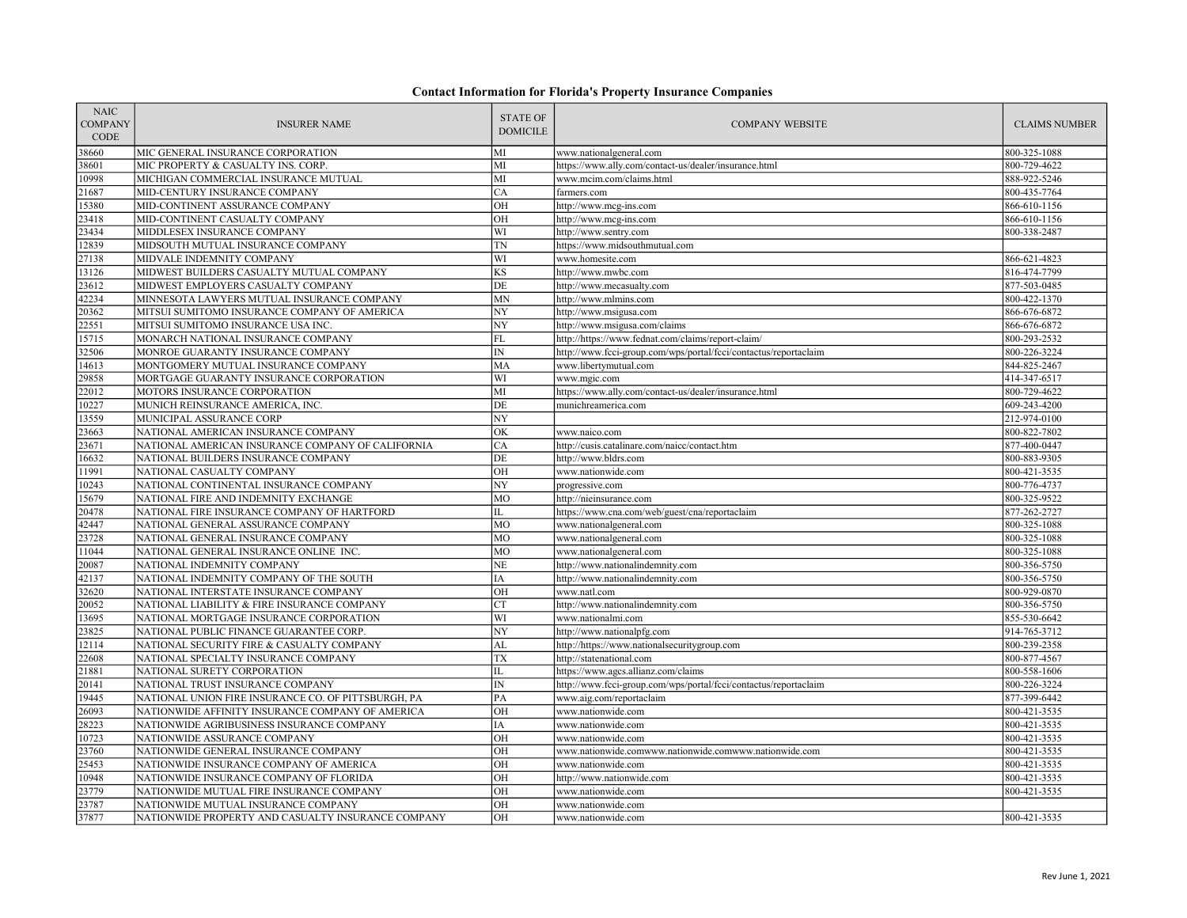# Contact Information for Florida's Property Insurance Companies

| NAIC COMPANY CODE | INSURER NAME | STATE OF DOMICILE | COMPANY WEBSITE | CLAIMS NUMBER |
|---|---|---|---|---|
| 38660 | MIC GENERAL INSURANCE CORPORATION | MI | www.nationalgeneral.com | 800-325-1088 |
| 38601 | MIC PROPERTY & CASUALTY INS. CORP. | MI | https://www.ally.com/contact-us/dealer/insurance.html | 800-729-4622 |
| 10998 | MICHIGAN COMMERCIAL INSURANCE MUTUAL | MI | www.mcim.com/claims.html | 888-922-5246 |
| 21687 | MID-CENTURY INSURANCE COMPANY | CA | farmers.com | 800-435-7764 |
| 15380 | MID-CONTINENT ASSURANCE COMPANY | OH | http://www.mcg-ins.com | 866-610-1156 |
| 23418 | MID-CONTINENT CASUALTY COMPANY | OH | http://www.mcg-ins.com | 866-610-1156 |
| 23434 | MIDDLESEX INSURANCE COMPANY | WI | http://www.sentry.com | 800-338-2487 |
| 12839 | MIDSOUTH MUTUAL INSURANCE COMPANY | TN | https://www.midsouthmutual.com | |
| 27138 | MIDVALE INDEMNITY COMPANY | WI | www.homesite.com | 866-621-4823 |
| 13126 | MIDWEST BUILDERS CASUALTY MUTUAL COMPANY | KS | http://www.mwbc.com | 816-474-7799 |
| 23612 | MIDWEST EMPLOYERS CASUALTY COMPANY | DE | http://www.mecasualty.com | 877-503-0485 |
| 42234 | MINNESOTA LAWYERS MUTUAL INSURANCE COMPANY | MN | http://www.mlmins.com | 800-422-1370 |
| 20362 | MITSUI SUMITOMO INSURANCE COMPANY OF AMERICA | NY | http://www.msigusa.com | 866-676-6872 |
| 22551 | MITSUI SUMITOMO INSURANCE USA INC. | NY | http://www.msigusa.com/claims | 866-676-6872 |
| 15715 | MONARCH NATIONAL INSURANCE COMPANY | FL | http://https://www.fednat.com/claims/report-claim/ | 800-293-2532 |
| 32506 | MONROE GUARANTY INSURANCE COMPANY | IN | http://www.fcci-group.com/wps/portal/fcci/contactus/reportaclaim | 800-226-3224 |
| 14613 | MONTGOMERY MUTUAL INSURANCE COMPANY | MA | www.libertymutual.com | 844-825-2467 |
| 29858 | MORTGAGE GUARANTY INSURANCE CORPORATION | WI | www.mgic.com | 414-347-6517 |
| 22012 | MOTORS INSURANCE CORPORATION | MI | https://www.ally.com/contact-us/dealer/insurance.html | 800-729-4622 |
| 10227 | MUNICH REINSURANCE AMERICA, INC. | DE | munichreamerica.com | 609-243-4200 |
| 13559 | MUNICIPAL ASSURANCE CORP | NY | | 212-974-0100 |
| 23663 | NATIONAL AMERICAN INSURANCE COMPANY | OK | www.naico.com | 800-822-7802 |
| 23671 | NATIONAL AMERICAN INSURANCE COMPANY OF CALIFORNIA | CA | http://cusis.catalinare.com/naicc/contact.htm | 877-400-0447 |
| 16632 | NATIONAL BUILDERS INSURANCE COMPANY | DE | http://www.bldrs.com | 800-883-9305 |
| 11991 | NATIONAL CASUALTY COMPANY | OH | www.nationwide.com | 800-421-3535 |
| 10243 | NATIONAL CONTINENTAL INSURANCE COMPANY | NY | progressive.com | 800-776-4737 |
| 15679 | NATIONAL FIRE AND INDEMNITY EXCHANGE | MO | http://nieinsurance.com | 800-325-9522 |
| 20478 | NATIONAL FIRE INSURANCE COMPANY OF HARTFORD | IL | https://www.cna.com/web/guest/cna/reportaclaim | 877-262-2727 |
| 42447 | NATIONAL GENERAL ASSURANCE COMPANY | MO | www.nationalgeneral.com | 800-325-1088 |
| 23728 | NATIONAL GENERAL INSURANCE COMPANY | MO | www.nationalgeneral.com | 800-325-1088 |
| 11044 | NATIONAL GENERAL INSURANCE ONLINE INC. | MO | www.nationalgeneral.com | 800-325-1088 |
| 20087 | NATIONAL INDEMNITY COMPANY | NE | http://www.nationalindemnity.com | 800-356-5750 |
| 42137 | NATIONAL INDEMNITY COMPANY OF THE SOUTH | IA | http://www.nationalindemnity.com | 800-356-5750 |
| 32620 | NATIONAL INTERSTATE INSURANCE COMPANY | OH | www.natl.com | 800-929-0870 |
| 20052 | NATIONAL LIABILITY & FIRE INSURANCE COMPANY | CT | http://www.nationalindemnity.com | 800-356-5750 |
| 13695 | NATIONAL MORTGAGE INSURANCE CORPORATION | WI | www.nationalmi.com | 855-530-6642 |
| 23825 | NATIONAL PUBLIC FINANCE GUARANTEE CORP. | NY | http://www.nationalpfg.com | 914-765-3712 |
| 12114 | NATIONAL SECURITY FIRE & CASUALTY COMPANY | AL | http://https://www.nationalsecuritygroup.com | 800-239-2358 |
| 22608 | NATIONAL SPECIALTY INSURANCE COMPANY | TX | http://statenational.com | 800-877-4567 |
| 21881 | NATIONAL SURETY CORPORATION | IL | https://www.agcs.allianz.com/claims | 800-558-1606 |
| 20141 | NATIONAL TRUST INSURANCE COMPANY | IN | http://www.fcci-group.com/wps/portal/fcci/contactus/reportaclaim | 800-226-3224 |
| 19445 | NATIONAL UNION FIRE INSURANCE CO. OF PITTSBURGH, PA | PA | www.aig.com/reportaclaim | 877-399-6442 |
| 26093 | NATIONWIDE AFFINITY INSURANCE COMPANY OF AMERICA | OH | www.nationwide.com | 800-421-3535 |
| 28223 | NATIONWIDE AGRIBUSINESS INSURANCE COMPANY | IA | www.nationwide.com | 800-421-3535 |
| 10723 | NATIONWIDE ASSURANCE COMPANY | OH | www.nationwide.com | 800-421-3535 |
| 23760 | NATIONWIDE GENERAL INSURANCE COMPANY | OH | www.nationwide.comwww.nationwide.comwww.nationwide.com | 800-421-3535 |
| 25453 | NATIONWIDE INSURANCE COMPANY OF AMERICA | OH | www.nationwide.com | 800-421-3535 |
| 10948 | NATIONWIDE INSURANCE COMPANY OF FLORIDA | OH | http://www.nationwide.com | 800-421-3535 |
| 23779 | NATIONWIDE MUTUAL FIRE INSURANCE COMPANY | OH | www.nationwide.com | 800-421-3535 |
| 23787 | NATIONWIDE MUTUAL INSURANCE COMPANY | OH | www.nationwide.com | |
| 37877 | NATIONWIDE PROPERTY AND CASUALTY INSURANCE COMPANY | OH | www.nationwide.com | 800-421-3535 |

Rev June 1, 2021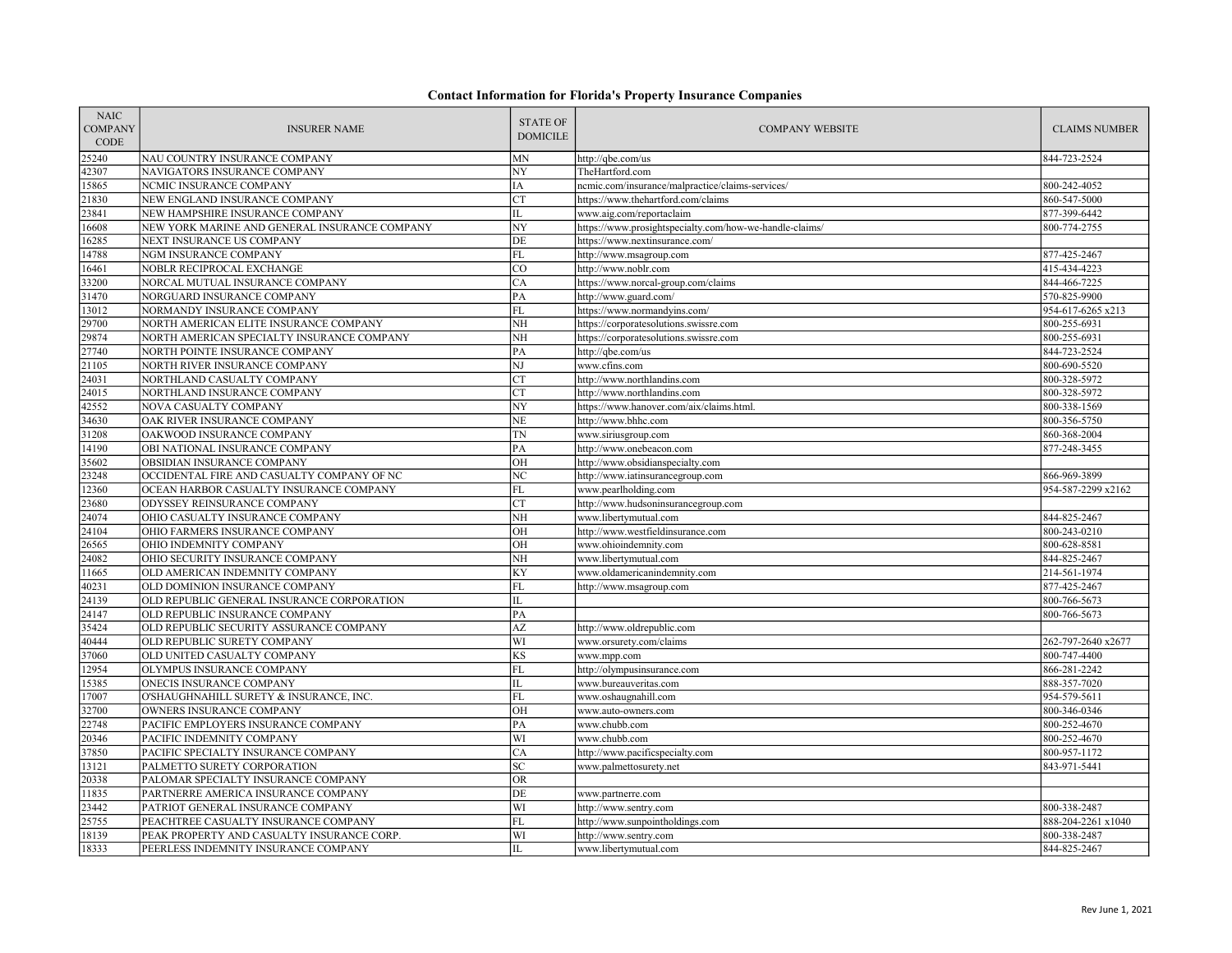## Contact Information for Florida's Property Insurance Companies

| NAIC COMPANY CODE | INSURER NAME | STATE OF DOMICILE | COMPANY WEBSITE | CLAIMS NUMBER |
|---|---|---|---|---|
| 25240 | NAU COUNTRY INSURANCE COMPANY | MN | http://qbe.com/us | 844-723-2524 |
| 42307 | NAVIGATORS INSURANCE COMPANY | NY | TheHartford.com | |
| 15865 | NCMIC INSURANCE COMPANY | IA | ncmic.com/insurance/malpractice/claims-services/ | 800-242-4052 |
| 21830 | NEW ENGLAND INSURANCE COMPANY | CT | https://www.thehartford.com/claims | 860-547-5000 |
| 23841 | NEW HAMPSHIRE INSURANCE COMPANY | IL | www.aig.com/reportaclaim | 877-399-6442 |
| 16608 | NEW YORK MARINE AND GENERAL INSURANCE COMPANY | NY | https://www.prosightspecialty.com/how-we-handle-claims/ | 800-774-2755 |
| 16285 | NEXT INSURANCE US COMPANY | DE | https://www.nextinsurance.com/ | |
| 14788 | NGM INSURANCE COMPANY | FL | http://www.msagroup.com | 877-425-2467 |
| 16461 | NOBLR RECIPROCAL EXCHANGE | CO | http://www.noblr.com | 415-434-4223 |
| 33200 | NORCAL MUTUAL INSURANCE COMPANY | CA | https://www.norcal-group.com/claims | 844-466-7225 |
| 31470 | NORGUARD INSURANCE COMPANY | PA | http://www.guard.com/ | 570-825-9900 |
| 13012 | NORMANDY INSURANCE COMPANY | FL | https://www.normandyins.com/ | 954-617-6265 x213 |
| 29700 | NORTH AMERICAN ELITE INSURANCE COMPANY | NH | https://corporatesolutions.swissre.com | 800-255-6931 |
| 29874 | NORTH AMERICAN SPECIALTY INSURANCE COMPANY | NH | https://corporatesolutions.swissre.com | 800-255-6931 |
| 27740 | NORTH POINTE INSURANCE COMPANY | PA | http://qbe.com/us | 844-723-2524 |
| 21105 | NORTH RIVER INSURANCE COMPANY | NJ | www.cfins.com | 800-690-5520 |
| 24031 | NORTHLAND CASUALTY COMPANY | CT | http://www.northlandins.com | 800-328-5972 |
| 24015 | NORTHLAND INSURANCE COMPANY | CT | http://www.northlandins.com | 800-328-5972 |
| 42552 | NOVA CASUALTY COMPANY | NY | https://www.hanover.com/aix/claims.html. | 800-338-1569 |
| 34630 | OAK RIVER INSURANCE COMPANY | NE | http://www.bhhc.com | 800-356-5750 |
| 31208 | OAKWOOD INSURANCE COMPANY | TN | www.siriusgroup.com | 860-368-2004 |
| 14190 | OBI NATIONAL INSURANCE COMPANY | PA | http://www.onebeacon.com | 877-248-3455 |
| 35602 | OBSIDIAN INSURANCE COMPANY | OH | http://www.obsidianspecialty.com | |
| 23248 | OCCIDENTAL FIRE AND CASUALTY COMPANY OF NC | NC | http://www.iatinsurancegroup.com | 866-969-3899 |
| 12360 | OCEAN HARBOR CASUALTY INSURANCE COMPANY | FL | www.pearlholding.com | 954-587-2299 x2162 |
| 23680 | ODYSSEY REINSURANCE COMPANY | CT | http://www.hudsoninsurancegroup.com | |
| 24074 | OHIO CASUALTY INSURANCE COMPANY | NH | www.libertymutual.com | 844-825-2467 |
| 24104 | OHIO FARMERS INSURANCE COMPANY | OH | http://www.westfieldinsurance.com | 800-243-0210 |
| 26565 | OHIO INDEMNITY COMPANY | OH | www.ohioindemnity.com | 800-628-8581 |
| 24082 | OHIO SECURITY INSURANCE COMPANY | NH | www.libertymutual.com | 844-825-2467 |
| 11665 | OLD AMERICAN INDEMNITY COMPANY | KY | www.oldamericanindemnity.com | 214-561-1974 |
| 40231 | OLD DOMINION INSURANCE COMPANY | FL | http://www.msagroup.com | 877-425-2467 |
| 24139 | OLD REPUBLIC GENERAL INSURANCE CORPORATION | IL | | 800-766-5673 |
| 24147 | OLD REPUBLIC INSURANCE COMPANY | PA | | 800-766-5673 |
| 35424 | OLD REPUBLIC SECURITY ASSURANCE COMPANY | AZ | http://www.oldrepublic.com | |
| 40444 | OLD REPUBLIC SURETY COMPANY | WI | www.orsurety.com/claims | 262-797-2640 x2677 |
| 37060 | OLD UNITED CASUALTY COMPANY | KS | www.mpp.com | 800-747-4400 |
| 12954 | OLYMPUS INSURANCE COMPANY | FL | http://olympusinsurance.com | 866-281-2242 |
| 15385 | ONECIS INSURANCE COMPANY | IL | www.bureauveritas.com | 888-357-7020 |
| 17007 | O'SHAUGHNAHILL SURETY & INSURANCE, INC. | FL | www.oshaugnahill.com | 954-579-5611 |
| 32700 | OWNERS INSURANCE COMPANY | OH | www.auto-owners.com | 800-346-0346 |
| 22748 | PACIFIC EMPLOYERS INSURANCE COMPANY | PA | www.chubb.com | 800-252-4670 |
| 20346 | PACIFIC INDEMNITY COMPANY | WI | www.chubb.com | 800-252-4670 |
| 37850 | PACIFIC SPECIALTY INSURANCE COMPANY | CA | http://www.pacificspecialty.com | 800-957-1172 |
| 13121 | PALMETTO SURETY CORPORATION | SC | www.palmettosurety.net | 843-971-5441 |
| 20338 | PALOMAR SPECIALTY INSURANCE COMPANY | OR | | |
| 11835 | PARTNERRE AMERICA INSURANCE COMPANY | DE | www.partnerre.com | |
| 23442 | PATRIOT GENERAL INSURANCE COMPANY | WI | http://www.sentry.com | 800-338-2487 |
| 25755 | PEACHTREE CASUALTY INSURANCE COMPANY | FL | http://www.sunpointholdings.com | 888-204-2261 x1040 |
| 18139 | PEAK PROPERTY AND CASUALTY INSURANCE CORP. | WI | http://www.sentry.com | 800-338-2487 |
| 18333 | PEERLESS INDEMNITY INSURANCE COMPANY | IL | www.libertymutual.com | 844-825-2467 |

Rev June 1, 2021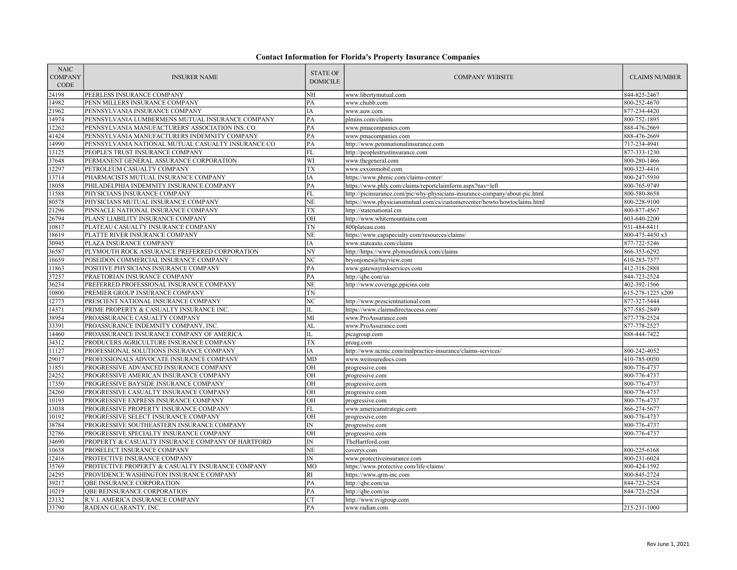## Contact Information for Florida's Property Insurance Companies

| NAIC COMPANY CODE | INSURER NAME | STATE OF DOMICILE | COMPANY WEBSITE | CLAIMS NUMBER |
|---|---|---|---|---|
| 24198 | PEERLESS INSURANCE COMPANY | NH | www.libertymutual.com | 844-825-2467 |
| 14982 | PENN MILLERS INSURANCE COMPANY | PA | www.chubb.com | 800-252-4670 |
| 21962 | PENNSYLVANIA INSURANCE COMPANY | IA | www.auw.com | 877-234-4420 |
| 14974 | PENNSYLVANIA LUMBERMENS MUTUAL INSURANCE COMPANY | PA | plmins.com/claims | 800-752-1895 |
| 12262 | PENNSYLVANIA MANUFACTURERS' ASSOCIATION INS. CO. | PA | www.pmacompanies.com | 888-476-2669 |
| 41424 | PENNSYLVANIA MANUFACTURERS INDEMNITY COMPANY | PA | www.pmacompanies.com | 888-476-2669 |
| 14990 | PENNSYLVANIA NATIONAL MUTUAL CASUALTY INSURANCE CO | PA | http://www.pennnationalinsurance.com | 717-234-4941 |
| 13125 | PEOPLE'S TRUST INSURANCE COMPANY | FL | http://peoplestrustinsurance.com | 877-333-1230 |
| 37648 | PERMANENT GENERAL ASSURANCE CORPORATION | WI | www.thegeneral.com | 800-280-1466 |
| 12297 | PETROLEUM CASUALTY COMPANY | TX | www.exxonmobil.com | 800-323-4416 |
| 13714 | PHARMACISTS MUTUAL INSURANCE COMPANY | IA | https://www.phmic.com/claims-center/ | 800-247-5930 |
| 18058 | PHILADELPHIA INDEMNITY INSURANCE COMPANY | PA | https://www.phly.com/claims/reportclaimform.aspx?nav=left | 800-765-9749 |
| 11588 | PHYSICIANS INSURANCE COMPANY | FL | http://picinsurance.com/pic/why-physicians-insurance-company/about-pic.html | 800-580-8658 |
| 80578 | PHYSICIANS MUTUAL INSURANCE COMPANY | NE | https://www.physiciansmutual.com/cs/customercenter/howto/howtoclaims.html | 800-228-9100 |
| 21296 | PINNACLE NATIONAL INSURANCE COMPANY | TX | http://statenational.cm | 800-877-4567 |
| 26794 | PLANS' LIABILITY INSURANCE COMPANY | OH | http://www.whitemountains.com | 603-640-2200 |
| 10817 | PLATEAU CASUALTY INSURANCE COMPANY | TN | 800plateau.com | 931-484-8411 |
| 18619 | PLATTE RIVER INSURANCE COMPANY | NE | https://www.capspecialty.com/resources/claims/ | 800-475-4450 x3 |
| 30945 | PLAZA INSURANCE COMPANY | IA | www.stateauto.com/claims | 877-722-5246 |
| 36587 | PLYMOUTH ROCK ASSURANCE PREFERRED CORPORATION | NY | http://https://www.plymouthrock.com/claims | 866-353-6292 |
| 16659 | POSEIDON COMMERCIAL INSURANCE COMPANY | NC | bryonjones@bayview.com | 610-283-7377 |
| 11863 | POSITIVE PHYSICIANS INSURANCE COMPANY | PA | www.gatewayriskservices.com | 412-318-2888 |
| 37257 | PRAETORIAN INSURANCE COMPANY | PA | http://qbe.com/us | 844-723-2524 |
| 36234 | PREFERRED PROFESSIONAL INSURANCE COMPANY | NE | http://www.coverage.ppicins.com | 402-392-1566 |
| 10800 | PREMIER GROUP INSURANCE COMPANY | TN | | 615-278-1225 x209 |
| 12773 | PRESCIENT NATIONAL INSURANCE COMPANY | NC | http://www.prescientnational.com | 877-327-5444 |
| 14371 | PRIME PROPERTY & CASUALTY INSURANCE INC. | IL | https://www.claimsdirectaccess.com/ | 877-585-2849 |
| 38954 | PROASSURANCE CASUALTY COMPANY | MI | www.ProAssurance.com | 877-778-2524 |
| 33391 | PROASSURANCE INDEMNITY COMPANY, INC. | AL | www.ProAssurance.com | 877-778-2527 |
| 14460 | PROASSURANCE INSURANCE COMPANY OF AMERICA | IL | picagroup.com | 888-444-7422 |
| 34312 | PRODUCERS AGRICULTURE INSURANCE COMPANY | TX | proag.com | |
| 11127 | PROFESSIONAL SOLUTIONS INSURANCE COMPANY | IA | http://www.ncmic.com/malpractice-insurance/claims-services/ | 800-242-4052 |
| 29017 | PROFESSIONALS ADVOCATE INSURANCE COMPANY | MD | www.weinsuredocs.com | 410-785-0050 |
| 11851 | PROGRESSIVE ADVANCED INSURANCE COMPANY | OH | progressive.com | 800-776-4737 |
| 24252 | PROGRESSIVE AMERICAN INSURANCE COMPANY | OH | progressive.com | 800-776-4737 |
| 17350 | PROGRESSIVE BAYSIDE INSURANCE COMPANY | OH | progressive.com | 800-776-4737 |
| 24260 | PROGRESSIVE CASUALTY INSURANCE COMPANY | OH | progressive.com | 800-776-4737 |
| 10193 | PROGRESSIVE EXPRESS INSURANCE COMPANY | OH | progressive.com | 800-776-4737 |
| 13038 | PROGRESSIVE PROPERTY INSURANCE COMPANY | FL | www.americanstrategic.com | 866-274-5677 |
| 10192 | PROGRESSIVE SELECT INSURANCE COMPANY | OH | progressive.com | 800-776-4737 |
| 38784 | PROGRESSIVE SOUTHEASTERN INSURANCE COMPANY | IN | progressive.com | 800-776-4737 |
| 32786 | PROGRESSIVE SPECIALTY INSURANCE COMPANY | OH | progressive.com | 800-776-4737 |
| 34690 | PROPERTY & CASUALTY INSURANCE COMPANY OF HARTFORD | IN | TheHartford.com | |
| 10638 | PROSELECT INSURANCE COMPANY | NE | coverys.com | 800-225-6168 |
| 12416 | PROTECTIVE INSURANCE COMPANY | IN | www.protectiveinsurance.com | 800-231-6024 |
| 35769 | PROTECTIVE PROPERTY & CASUALTY INSURANCE COMPANY | MO | https://www.protective.com/life-claims/ | 800-424-1592 |
| 24295 | PROVIDENCE WASHINGTON INSURANCE COMPANY | RI | https://www.qrm-inc.com | 800-845-2724 |
| 39217 | QBE INSURANCE CORPORATION | PA | http://qbe.com/us | 844-723-2524 |
| 10219 | QBE REINSURANCE CORPORATION | PA | http://qbe.com/us | 844-723-2524 |
| 23132 | R.V.I. AMERICA INSURANCE COMPANY | CT | http://www.rvigroup.com | |
| 33790 | RADIAN GUARANTY, INC. | PA | www.radian.com | 215-231-1000 |

Rev June 1, 2021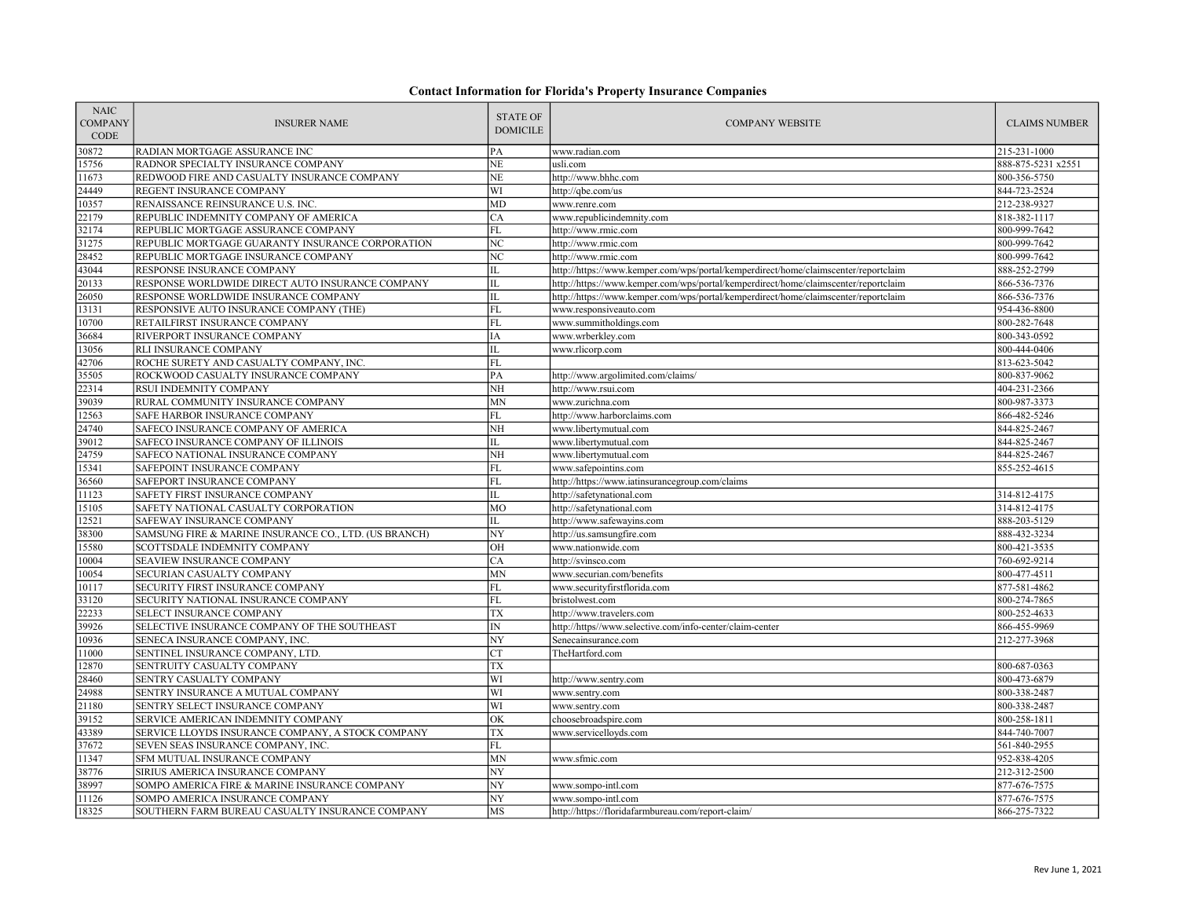# Contact Information for Florida's Property Insurance Companies

| NAIC COMPANY CODE | INSURER NAME | STATE OF DOMICILE | COMPANY WEBSITE | CLAIMS NUMBER |
|---|---|---|---|---|
| 30872 | RADIAN MORTGAGE ASSURANCE INC | PA | www.radian.com | 215-231-1000 |
| 15756 | RADNOR SPECIALTY INSURANCE COMPANY | NE | usli.com | 888-875-5231 x2551 |
| 11673 | REDWOOD FIRE AND CASUALTY INSURANCE COMPANY | NE | http://www.bhhc.com | 800-356-5750 |
| 24449 | REGENT INSURANCE COMPANY | WI | http://qbe.com/us | 844-723-2524 |
| 10357 | RENAISSANCE REINSURANCE U.S. INC. | MD | www.renre.com | 212-238-9327 |
| 22179 | REPUBLIC INDEMNITY COMPANY OF AMERICA | CA | www.republicindemnity.com | 818-382-1117 |
| 32174 | REPUBLIC MORTGAGE ASSURANCE COMPANY | FL | http://www.rmic.com | 800-999-7642 |
| 31275 | REPUBLIC MORTGAGE GUARANTY INSURANCE CORPORATION | NC | http://www.rmic.com | 800-999-7642 |
| 28452 | REPUBLIC MORTGAGE INSURANCE COMPANY | NC | http://www.rmic.com | 800-999-7642 |
| 43044 | RESPONSE INSURANCE COMPANY | IL | http://https://www.kemper.com/wps/portal/kemperdirect/home/claimscenter/reportclaim | 888-252-2799 |
| 20133 | RESPONSE WORLDWIDE DIRECT AUTO INSURANCE COMPANY | IL | http://https://www.kemper.com/wps/portal/kemperdirect/home/claimscenter/reportclaim | 866-536-7376 |
| 26050 | RESPONSE WORLDWIDE INSURANCE COMPANY | IL | http://https://www.kemper.com/wps/portal/kemperdirect/home/claimscenter/reportclaim | 866-536-7376 |
| 13131 | RESPONSIVE AUTO INSURANCE COMPANY (THE) | FL | www.responsiveauto.com | 954-436-8800 |
| 10700 | RETAILFIRST INSURANCE COMPANY | FL | www.summitholdings.com | 800-282-7648 |
| 36684 | RIVERPORT INSURANCE COMPANY | IA | www.wrberkley.com | 800-343-0592 |
| 13056 | RLI INSURANCE COMPANY | IL | www.rlicorp.com | 800-444-0406 |
| 42706 | ROCHE SURETY AND CASUALTY COMPANY, INC. | FL | | 813-623-5042 |
| 35505 | ROCKWOOD CASUALTY INSURANCE COMPANY | PA | http://www.argolimited.com/claims/ | 800-837-9062 |
| 22314 | RSUI INDEMNITY COMPANY | NH | http://www.rsui.com | 404-231-2366 |
| 39039 | RURAL COMMUNITY INSURANCE COMPANY | MN | www.zurichna.com | 800-987-3373 |
| 12563 | SAFE HARBOR INSURANCE COMPANY | FL | http://www.harborclaims.com | 866-482-5246 |
| 24740 | SAFECO INSURANCE COMPANY OF AMERICA | NH | www.libertymutual.com | 844-825-2467 |
| 39012 | SAFECO INSURANCE COMPANY OF ILLINOIS | IL | www.libertymutual.com | 844-825-2467 |
| 24759 | SAFECO NATIONAL INSURANCE COMPANY | NH | www.libertymutual.com | 844-825-2467 |
| 15341 | SAFEPOINT INSURANCE COMPANY | FL | www.safepointins.com | 855-252-4615 |
| 36560 | SAFEPORT INSURANCE COMPANY | FL | http://https://www.iatinsurancegroup.com/claims | |
| 11123 | SAFETY FIRST INSURANCE COMPANY | IL | http://safetynational.com | 314-812-4175 |
| 15105 | SAFETY NATIONAL CASUALTY CORPORATION | MO | http://safetynational.com | 314-812-4175 |
| 12521 | SAFEWAY INSURANCE COMPANY | IL | http://www.safewayins.com | 888-203-5129 |
| 38300 | SAMSUNG FIRE & MARINE INSURANCE CO., LTD. (US BRANCH) | NY | http://us.samsungfire.com | 888-432-3234 |
| 15580 | SCOTTSDALE INDEMNITY COMPANY | OH | www.nationwide.com | 800-421-3535 |
| 10004 | SEAVIEW INSURANCE COMPANY | CA | http://svinsco.com | 760-692-9214 |
| 10054 | SECURIAN CASUALTY COMPANY | MN | www.securian.com/benefits | 800-477-4511 |
| 10117 | SECURITY FIRST INSURANCE COMPANY | FL | www.securityfirstflorida.com | 877-581-4862 |
| 33120 | SECURITY NATIONAL INSURANCE COMPANY | FL | bristolwest.com | 800-274-7865 |
| 22233 | SELECT INSURANCE COMPANY | TX | http://www.travelers.com | 800-252-4633 |
| 39926 | SELECTIVE INSURANCE COMPANY OF THE SOUTHEAST | IN | http://https//www.selective.com/info-center/claim-center | 866-455-9969 |
| 10936 | SENECA INSURANCE COMPANY, INC. | NY | Senecainsurance.com | 212-277-3968 |
| 11000 | SENTINEL INSURANCE COMPANY, LTD. | CT | TheHartford.com | |
| 12870 | SENTRUITY CASUALTY COMPANY | TX | | 800-687-0363 |
| 28460 | SENTRY CASUALTY COMPANY | WI | http://www.sentry.com | 800-473-6879 |
| 24988 | SENTRY INSURANCE A MUTUAL COMPANY | WI | www.sentry.com | 800-338-2487 |
| 21180 | SENTRY SELECT INSURANCE COMPANY | WI | www.sentry.com | 800-338-2487 |
| 39152 | SERVICE AMERICAN INDEMNITY COMPANY | OK | choosebroadspire.com | 800-258-1811 |
| 43389 | SERVICE LLOYDS INSURANCE COMPANY, A STOCK COMPANY | TX | www.servicelloyds.com | 844-740-7007 |
| 37672 | SEVEN SEAS INSURANCE COMPANY, INC. | FL | | 561-840-2955 |
| 11347 | SFM MUTUAL INSURANCE COMPANY | MN | www.sfmic.com | 952-838-4205 |
| 38776 | SIRIUS AMERICA INSURANCE COMPANY | NY | | 212-312-2500 |
| 38997 | SOMPO AMERICA FIRE & MARINE INSURANCE COMPANY | NY | www.sompo-intl.com | 877-676-7575 |
| 11126 | SOMPO AMERICA INSURANCE COMPANY | NY | www.sompo-intl.com | 877-676-7575 |
| 18325 | SOUTHERN FARM BUREAU CASUALTY INSURANCE COMPANY | MS | http://https://floridafarmbureau.com/report-claim/ | 866-275-7322 |

Rev June 1, 2021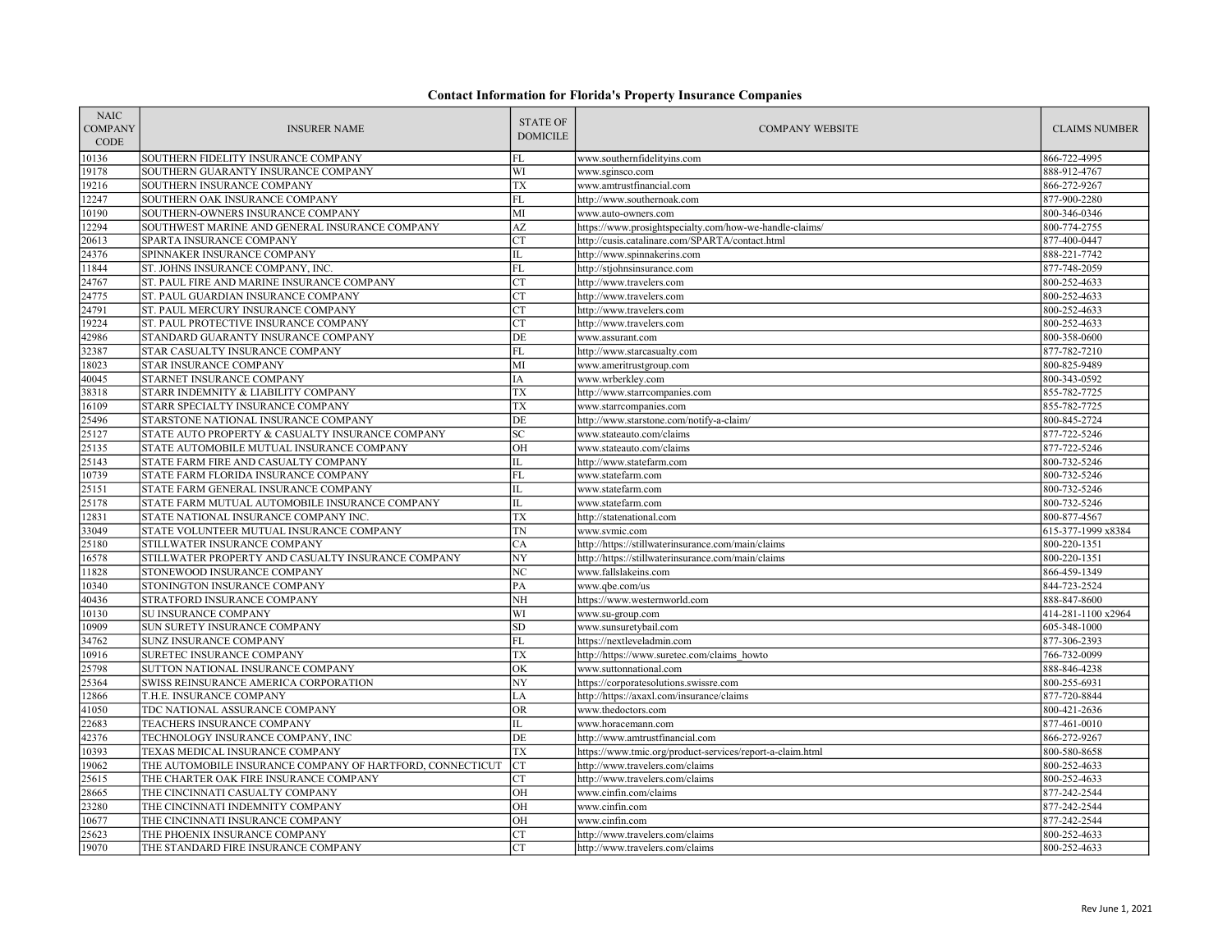## Contact Information for Florida's Property Insurance Companies

| NAIC COMPANY CODE | INSURER NAME | STATE OF DOMICILE | COMPANY WEBSITE | CLAIMS NUMBER |
|---|---|---|---|---|
| 10136 | SOUTHERN FIDELITY INSURANCE COMPANY | FL | www.southernfidelityins.com | 866-722-4995 |
| 19178 | SOUTHERN GUARANTY INSURANCE COMPANY | WI | www.sginsco.com | 888-912-4767 |
| 19216 | SOUTHERN INSURANCE COMPANY | TX | www.amtrustfinancial.com | 866-272-9267 |
| 12247 | SOUTHERN OAK INSURANCE COMPANY | FL | http://www.southernoak.com | 877-900-2280 |
| 10190 | SOUTHERN-OWNERS INSURANCE COMPANY | MI | www.auto-owners.com | 800-346-0346 |
| 12294 | SOUTHWEST MARINE AND GENERAL INSURANCE COMPANY | AZ | https://www.prosightspecialty.com/how-we-handle-claims/ | 800-774-2755 |
| 20613 | SPARTA INSURANCE COMPANY | CT | http://cusis.catalinare.com/SPARTA/contact.html | 877-400-0447 |
| 24376 | SPINNAKER INSURANCE COMPANY | IL | http://www.spinnakerins.com | 888-221-7742 |
| 11844 | ST. JOHNS INSURANCE COMPANY, INC. | FL | http://stjohnsinsurance.com | 877-748-2059 |
| 24767 | ST. PAUL FIRE AND MARINE INSURANCE COMPANY | CT | http://www.travelers.com | 800-252-4633 |
| 24775 | ST. PAUL GUARDIAN INSURANCE COMPANY | CT | http://www.travelers.com | 800-252-4633 |
| 24791 | ST. PAUL MERCURY INSURANCE COMPANY | CT | http://www.travelers.com | 800-252-4633 |
| 19224 | ST. PAUL PROTECTIVE INSURANCE COMPANY | CT | http://www.travelers.com | 800-252-4633 |
| 42986 | STANDARD GUARANTY INSURANCE COMPANY | DE | www.assurant.com | 800-358-0600 |
| 32387 | STAR CASUALTY INSURANCE COMPANY | FL | http://www.starcasualty.com | 877-782-7210 |
| 18023 | STAR INSURANCE COMPANY | MI | www.ameritrustgroup.com | 800-825-9489 |
| 40045 | STARNET INSURANCE COMPANY | IA | www.wrberkley.com | 800-343-0592 |
| 38318 | STARR INDEMNITY & LIABILITY COMPANY | TX | http://www.starrcompanies.com | 855-782-7725 |
| 16109 | STARR SPECIALTY INSURANCE COMPANY | TX | www.starrcompanies.com | 855-782-7725 |
| 25496 | STARSTONE NATIONAL INSURANCE COMPANY | DE | http://www.starstone.com/notify-a-claim/ | 800-845-2724 |
| 25127 | STATE AUTO PROPERTY & CASUALTY INSURANCE COMPANY | SC | www.stateauto.com/claims | 877-722-5246 |
| 25135 | STATE AUTOMOBILE MUTUAL INSURANCE COMPANY | OH | www.stateauto.com/claims | 877-722-5246 |
| 25143 | STATE FARM FIRE AND CASUALTY COMPANY | IL | http://www.statefarm.com | 800-732-5246 |
| 10739 | STATE FARM FLORIDA INSURANCE COMPANY | FL | www.statefarm.com | 800-732-5246 |
| 25151 | STATE FARM GENERAL INSURANCE COMPANY | IL | www.statefarm.com | 800-732-5246 |
| 25178 | STATE FARM MUTUAL AUTOMOBILE INSURANCE COMPANY | IL | www.statefarm.com | 800-732-5246 |
| 12831 | STATE NATIONAL INSURANCE COMPANY INC. | TX | http://statenational.com | 800-877-4567 |
| 33049 | STATE VOLUNTEER MUTUAL INSURANCE COMPANY | TN | www.svmic.com | 615-377-1999 x8384 |
| 25180 | STILLWATER INSURANCE COMPANY | CA | http://https://stillwaterinsurance.com/main/claims | 800-220-1351 |
| 16578 | STILLWATER PROPERTY AND CASUALTY INSURANCE COMPANY | NY | http://https://stillwaterinsurance.com/main/claims | 800-220-1351 |
| 11828 | STONEWOOD INSURANCE COMPANY | NC | www.fallslakeins.com | 866-459-1349 |
| 10340 | STONINGTON INSURANCE COMPANY | PA | www.qbe.com/us | 844-723-2524 |
| 40436 | STRATFORD INSURANCE COMPANY | NH | https://www.westernworld.com | 888-847-8600 |
| 10130 | SU INSURANCE COMPANY | WI | www.su-group.com | 414-281-1100 x2964 |
| 10909 | SUN SURETY INSURANCE COMPANY | SD | www.sunsuretybail.com | 605-348-1000 |
| 34762 | SUNZ INSURANCE COMPANY | FL | https://nextleveladmin.com | 877-306-2393 |
| 10916 | SURETEC INSURANCE COMPANY | TX | http://https://www.suretec.com/claims_howto | 766-732-0099 |
| 25798 | SUTTON NATIONAL INSURANCE COMPANY | OK | www.suttonnational.com | 888-846-4238 |
| 25364 | SWISS REINSURANCE AMERICA CORPORATION | NY | https://corporatesolutions.swissre.com | 800-255-6931 |
| 12866 | T.H.E. INSURANCE COMPANY | LA | http://https://axaxl.com/insurance/claims | 877-720-8844 |
| 41050 | TDC NATIONAL ASSURANCE COMPANY | OR | www.thedoctors.com | 800-421-2636 |
| 22683 | TEACHERS INSURANCE COMPANY | IL | www.horacemann.com | 877-461-0010 |
| 42376 | TECHNOLOGY INSURANCE COMPANY, INC | DE | http://www.amtrustfinancial.com | 866-272-9267 |
| 10393 | TEXAS MEDICAL INSURANCE COMPANY | TX | https://www.tmic.org/product-services/report-a-claim.html | 800-580-8658 |
| 19062 | THE AUTOMOBILE INSURANCE COMPANY OF HARTFORD, CONNECTICUT | CT | http://www.travelers.com/claims | 800-252-4633 |
| 25615 | THE CHARTER OAK FIRE INSURANCE COMPANY | CT | http://www.travelers.com/claims | 800-252-4633 |
| 28665 | THE CINCINNATI CASUALTY COMPANY | OH | www.cinfin.com/claims | 877-242-2544 |
| 23280 | THE CINCINNATI INDEMNITY COMPANY | OH | www.cinfin.com | 877-242-2544 |
| 10677 | THE CINCINNATI INSURANCE COMPANY | OH | www.cinfin.com | 877-242-2544 |
| 25623 | THE PHOENIX INSURANCE COMPANY | CT | http://www.travelers.com/claims | 800-252-4633 |
| 19070 | THE STANDARD FIRE INSURANCE COMPANY | CT | http://www.travelers.com/claims | 800-252-4633 |

Rev June 1, 2021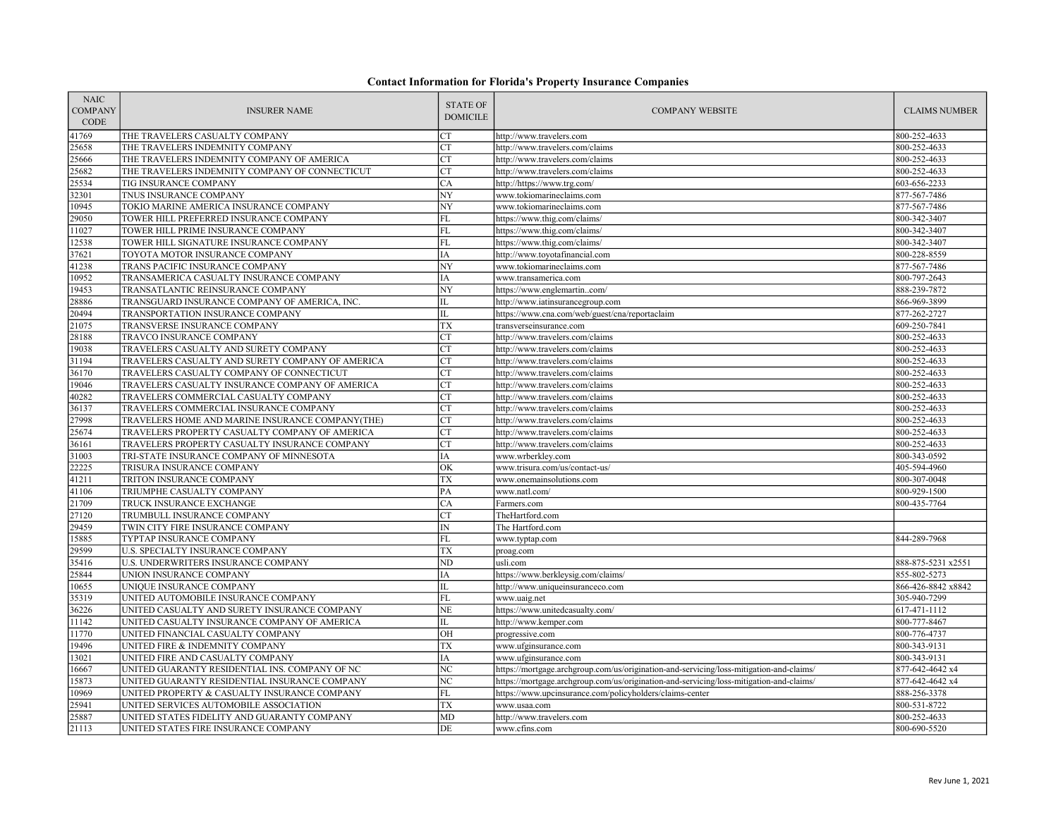## Contact Information for Florida's Property Insurance Companies

| NAIC COMPANY CODE | INSURER NAME | STATE OF DOMICILE | COMPANY WEBSITE | CLAIMS NUMBER |
|---|---|---|---|---|
| 41769 | THE TRAVELERS CASUALTY COMPANY | CT | http://www.travelers.com | 800-252-4633 |
| 25658 | THE TRAVELERS INDEMNITY COMPANY | CT | http://www.travelers.com/claims | 800-252-4633 |
| 25666 | THE TRAVELERS INDEMNITY COMPANY OF AMERICA | CT | http://www.travelers.com/claims | 800-252-4633 |
| 25682 | THE TRAVELERS INDEMNITY COMPANY OF CONNECTICUT | CT | http://www.travelers.com/claims | 800-252-4633 |
| 25534 | TIG INSURANCE COMPANY | CA | http://https://www.trg.com/ | 603-656-2233 |
| 32301 | TNUS INSURANCE COMPANY | NY | www.tokiomarineclaims.com | 877-567-7486 |
| 10945 | TOKIO MARINE AMERICA INSURANCE COMPANY | NY | www.tokiomarineclaims.com | 877-567-7486 |
| 29050 | TOWER HILL PREFERRED INSURANCE COMPANY | FL | https://www.thig.com/claims/ | 800-342-3407 |
| 11027 | TOWER HILL PRIME INSURANCE COMPANY | FL | https://www.thig.com/claims/ | 800-342-3407 |
| 12538 | TOWER HILL SIGNATURE INSURANCE COMPANY | FL | https://www.thig.com/claims/ | 800-342-3407 |
| 37621 | TOYOTA MOTOR INSURANCE COMPANY | IA | http://www.toyotafinancial.com | 800-228-8559 |
| 41238 | TRANS PACIFIC INSURANCE COMPANY | NY | www.tokiomarineclaims.com | 877-567-7486 |
| 10952 | TRANSAMERICA CASUALTY INSURANCE COMPANY | IA | www.transamerica.com | 800-797-2643 |
| 19453 | TRANSATLANTIC REINSURANCE COMPANY | NY | https://www.englemartin..com/ | 888-239-7872 |
| 28886 | TRANSGUARD INSURANCE COMPANY OF AMERICA, INC. | IL | http://www.iatinsurancegroup.com | 866-969-3899 |
| 20494 | TRANSPORTATION INSURANCE COMPANY | IL | https://www.cna.com/web/guest/cna/reportaclaim | 877-262-2727 |
| 21075 | TRANSVERSE INSURANCE COMPANY | TX | transverseinsurance.com | 609-250-7841 |
| 28188 | TRAVCO INSURANCE COMPANY | CT | http://www.travelers.com/claims | 800-252-4633 |
| 19038 | TRAVELERS CASUALTY AND SURETY COMPANY | CT | http://www.travelers.com/claims | 800-252-4633 |
| 31194 | TRAVELERS CASUALTY AND SURETY COMPANY OF AMERICA | CT | http://www.travelers.com/claims | 800-252-4633 |
| 36170 | TRAVELERS CASUALTY COMPANY OF CONNECTICUT | CT | http://www.travelers.com/claims | 800-252-4633 |
| 19046 | TRAVELERS CASUALTY INSURANCE COMPANY OF AMERICA | CT | http://www.travelers.com/claims | 800-252-4633 |
| 40282 | TRAVELERS COMMERCIAL CASUALTY COMPANY | CT | http://www.travelers.com/claims | 800-252-4633 |
| 36137 | TRAVELERS COMMERCIAL INSURANCE COMPANY | CT | http://www.travelers.com/claims | 800-252-4633 |
| 27998 | TRAVELERS HOME AND MARINE INSURANCE COMPANY(THE) | CT | http://www.travelers.com/claims | 800-252-4633 |
| 25674 | TRAVELERS PROPERTY CASUALTY COMPANY OF AMERICA | CT | http://www.travelers.com/claims | 800-252-4633 |
| 36161 | TRAVELERS PROPERTY CASUALTY INSURANCE COMPANY | CT | http://www.travelers.com/claims | 800-252-4633 |
| 31003 | TRI-STATE INSURANCE COMPANY OF MINNESOTA | IA | www.wrberkley.com | 800-343-0592 |
| 22225 | TRISURA INSURANCE COMPANY | OK | www.trisura.com/us/contact-us/ | 405-594-4960 |
| 41211 | TRITON INSURANCE COMPANY | TX | www.onemainsolutions.com | 800-307-0048 |
| 41106 | TRIUMPHE CASUALTY COMPANY | PA | www.natl.com/ | 800-929-1500 |
| 21709 | TRUCK INSURANCE EXCHANGE | CA | Farmers.com | 800-435-7764 |
| 27120 | TRUMBULL INSURANCE COMPANY | CT | TheHartford.com | |
| 29459 | TWIN CITY FIRE INSURANCE COMPANY | IN | The Hartford.com | |
| 15885 | TYPTAP INSURANCE COMPANY | FL | www.typtap.com | 844-289-7968 |
| 29599 | U.S. SPECIALTY INSURANCE COMPANY | TX | proag.com | |
| 35416 | U.S. UNDERWRITERS INSURANCE COMPANY | ND | usli.com | 888-875-5231 x2551 |
| 25844 | UNION INSURANCE COMPANY | IA | https://www.berkleysig.com/claims/ | 855-802-5273 |
| 10655 | UNIQUE INSURANCE COMPANY | IL | http://www.uniqueinsuranceco.com | 866-426-8842 x8842 |
| 35319 | UNITED AUTOMOBILE INSURANCE COMPANY | FL | www.uaig.net | 305-940-7299 |
| 36226 | UNITED CASUALTY AND SURETY INSURANCE COMPANY | NE | https://www.unitedcasualty.com/ | 617-471-1112 |
| 11142 | UNITED CASUALTY INSURANCE COMPANY OF AMERICA | IL | http://www.kemper.com | 800-777-8467 |
| 11770 | UNITED FINANCIAL CASUALTY COMPANY | OH | progressive.com | 800-776-4737 |
| 19496 | UNITED FIRE & INDEMNITY COMPANY | TX | www.ufginsurance.com | 800-343-9131 |
| 13021 | UNITED FIRE AND CASUALTY COMPANY | IA | www.ufginsurance.com | 800-343-9131 |
| 16667 | UNITED GUARANTY RESIDENTIAL INS. COMPANY OF NC | NC | https://mortgage.archgroup.com/us/origination-and-servicing/loss-mitigation-and-claims/ | 877-642-4642 x4 |
| 15873 | UNITED GUARANTY RESIDENTIAL INSURANCE COMPANY | NC | https://mortgage.archgroup.com/us/origination-and-servicing/loss-mitigation-and-claims/ | 877-642-4642 x4 |
| 10969 | UNITED PROPERTY & CASUALTY INSURANCE COMPANY | FL | https://www.upcinsurance.com/policyholders/claims-center | 888-256-3378 |
| 25941 | UNITED SERVICES AUTOMOBILE ASSOCIATION | TX | www.usaa.com | 800-531-8722 |
| 25887 | UNITED STATES FIDELITY AND GUARANTY COMPANY | MD | http://www.travelers.com | 800-252-4633 |
| 21113 | UNITED STATES FIRE INSURANCE COMPANY | DE | www.cfins.com | 800-690-5520 |

Rev June 1, 2021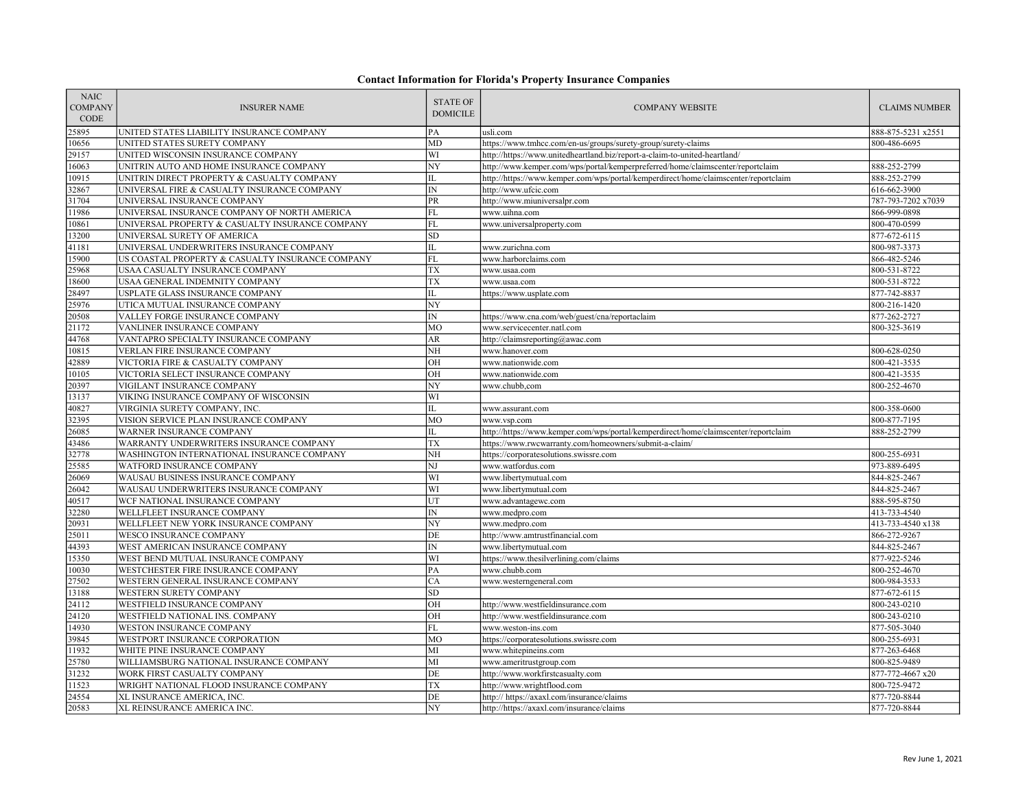## Contact Information for Florida's Property Insurance Companies

| NAIC COMPANY CODE | INSURER NAME | STATE OF DOMICILE | COMPANY WEBSITE | CLAIMS NUMBER |
|---|---|---|---|---|
| 25895 | UNITED STATES LIABILITY INSURANCE COMPANY | PA | usli.com | 888-875-5231 x2551 |
| 10656 | UNITED STATES SURETY COMPANY | MD | https://www.tmhcc.com/en-us/groups/surety-group/surety-claims | 800-486-6695 |
| 29157 | UNITED WISCONSIN INSURANCE COMPANY | WI | http://https://www.unitedheartland.biz/report-a-claim-to-united-heartland/ | |
| 16063 | UNITRIN AUTO AND HOME INSURANCE COMPANY | NY | http://www.kemper.com/wps/portal/kemperpreferred/home/claimscenter/reportclaim | 888-252-2799 |
| 10915 | UNITRIN DIRECT PROPERTY & CASUALTY COMPANY | IL | http://https://www.kemper.com/wps/portal/kemperdirect/home/claimscenter/reportclaim | 888-252-2799 |
| 32867 | UNIVERSAL FIRE & CASUALTY INSURANCE COMPANY | IN | http://www.ufcic.com | 616-662-3900 |
| 31704 | UNIVERSAL INSURANCE COMPANY | PR | http://www.miuniversalpr.com | 787-793-7202 x7039 |
| 11986 | UNIVERSAL INSURANCE COMPANY OF NORTH AMERICA | FL | www.uihna.com | 866-999-0898 |
| 10861 | UNIVERSAL PROPERTY & CASUALTY INSURANCE COMPANY | FL | www.universalproperty.com | 800-470-0599 |
| 13200 | UNIVERSAL SURETY OF AMERICA | SD | | 877-672-6115 |
| 41181 | UNIVERSAL UNDERWRITERS INSURANCE COMPANY | IL | www.zurichna.com | 800-987-3373 |
| 15900 | US COASTAL PROPERTY & CASUALTY INSURANCE COMPANY | FL | www.harborclaims.com | 866-482-5246 |
| 25968 | USAA CASUALTY INSURANCE COMPANY | TX | www.usaa.com | 800-531-8722 |
| 18600 | USAA GENERAL INDEMNITY COMPANY | TX | www.usaa.com | 800-531-8722 |
| 28497 | USPLATE GLASS INSURANCE COMPANY | IL | https://www.usplate.com | 877-742-8837 |
| 25976 | UTICA MUTUAL INSURANCE COMPANY | NY | | 800-216-1420 |
| 20508 | VALLEY FORGE INSURANCE COMPANY | IN | https://www.cna.com/web/guest/cna/reportaclaim | 877-262-2727 |
| 21172 | VANLINER INSURANCE COMPANY | MO | www.servicecenter.natl.com | 800-325-3619 |
| 44768 | VANTAPRO SPECIALTY INSURANCE COMPANY | AR | http://claimsreporting@awac.com | |
| 10815 | VERLAN FIRE INSURANCE COMPANY | NH | www.hanover.com | 800-628-0250 |
| 42889 | VICTORIA FIRE & CASUALTY COMPANY | OH | www.nationwide.com | 800-421-3535 |
| 10105 | VICTORIA SELECT INSURANCE COMPANY | OH | www.nationwide.com | 800-421-3535 |
| 20397 | VIGILANT INSURANCE COMPANY | NY | www.chubb,com | 800-252-4670 |
| 13137 | VIKING INSURANCE COMPANY OF WISCONSIN | WI | | |
| 40827 | VIRGINIA SURETY COMPANY, INC. | IL | www.assurant.com | 800-358-0600 |
| 32395 | VISION SERVICE PLAN INSURANCE COMPANY | MO | www.vsp.com | 800-877-7195 |
| 26085 | WARNER INSURANCE COMPANY | IL | http://https://www.kemper.com/wps/portal/kemperdirect/home/claimscenter/reportclaim | 888-252-2799 |
| 43486 | WARRANTY UNDERWRITERS INSURANCE COMPANY | TX | https://www.rwcwarranty.com/homeowners/submit-a-claim/ | |
| 32778 | WASHINGTON INTERNATIONAL INSURANCE COMPANY | NH | https://corporatesolutions.swissre.com | 800-255-6931 |
| 25585 | WATFORD INSURANCE COMPANY | NJ | www.watfordus.com | 973-889-6495 |
| 26069 | WAUSAU BUSINESS INSURANCE COMPANY | WI | www.libertymutual.com | 844-825-2467 |
| 26042 | WAUSAU UNDERWRITERS INSURANCE COMPANY | WI | www.libertymutual.com | 844-825-2467 |
| 40517 | WCF NATIONAL INSURANCE COMPANY | UT | www.advantagewc.com | 888-595-8750 |
| 32280 | WELLFLEET INSURANCE COMPANY | IN | www.medpro.com | 413-733-4540 |
| 20931 | WELLFLEET NEW YORK INSURANCE COMPANY | NY | www.medpro.com | 413-733-4540 x138 |
| 25011 | WESCO INSURANCE COMPANY | DE | http://www.amtrustfinancial.com | 866-272-9267 |
| 44393 | WEST AMERICAN INSURANCE COMPANY | IN | www.libertymutual.com | 844-825-2467 |
| 15350 | WEST BEND MUTUAL INSURANCE COMPANY | WI | https://www.thesilverlining.com/claims | 877-922-5246 |
| 10030 | WESTCHESTER FIRE INSURANCE COMPANY | PA | www.chubb.com | 800-252-4670 |
| 27502 | WESTERN GENERAL INSURANCE COMPANY | CA | www.westerngeneral.com | 800-984-3533 |
| 13188 | WESTERN SURETY COMPANY | SD | | 877-672-6115 |
| 24112 | WESTFIELD INSURANCE COMPANY | OH | http://www.westfieldinsurance.com | 800-243-0210 |
| 24120 | WESTFIELD NATIONAL INS. COMPANY | OH | http://www.westfieldinsurance.com | 800-243-0210 |
| 14930 | WESTON INSURANCE COMPANY | FL | www.weston-ins.com | 877-505-3040 |
| 39845 | WESTPORT INSURANCE CORPORATION | MO | https://corporatesolutions.swissre.com | 800-255-6931 |
| 11932 | WHITE PINE INSURANCE COMPANY | MI | www.whitepineins.com | 877-263-6468 |
| 25780 | WILLIAMSBURG NATIONAL INSURANCE COMPANY | MI | www.ameritrustgroup.com | 800-825-9489 |
| 31232 | WORK FIRST CASUALTY COMPANY | DE | http://www.workfirstcasualty.com | 877-772-4667 x20 |
| 11523 | WRIGHT NATIONAL FLOOD INSURANCE COMPANY | TX | http://www.wrightflood.com | 800-725-9472 |
| 24554 | XL INSURANCE AMERICA, INC. | DE | http:// https://axaxl.com/insurance/claims | 877-720-8844 |
| 20583 | XL REINSURANCE AMERICA INC. | NY | http://https://axaxl.com/insurance/claims | 877-720-8844 |

Rev June 1, 2021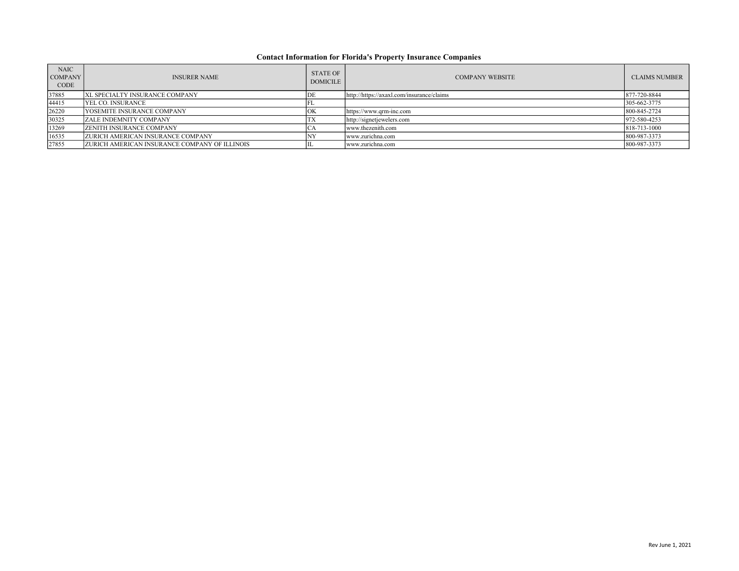## Contact Information for Florida's Property Insurance Companies

| NAIC COMPANY CODE | INSURER NAME | STATE OF DOMICILE | COMPANY WEBSITE | CLAIMS NUMBER |
|---|---|---|---|---|
| 37885 | XL SPECIALTY INSURANCE COMPANY | DE | http://https://axaxl.com/insurance/claims | 877-720-8844 |
| 44415 | YEL CO. INSURANCE | FL | | 305-662-3775 |
| 26220 | YOSEMITE INSURANCE COMPANY | OK | https://www.qrm-inc.com | 800-845-2724 |
| 30325 | ZALE INDEMNITY COMPANY | TX | http://signetjewelers.com | 972-580-4253 |
| 13269 | ZENITH INSURANCE COMPANY | CA | www.thezenith.com | 818-713-1000 |
| 16535 | ZURICH AMERICAN INSURANCE COMPANY | NY | www.zurichna.com | 800-987-3373 |
| 27855 | ZURICH AMERICAN INSURANCE COMPANY OF ILLINOIS | IL | www.zurichna.com | 800-987-3373 |

Rev June 1, 2021